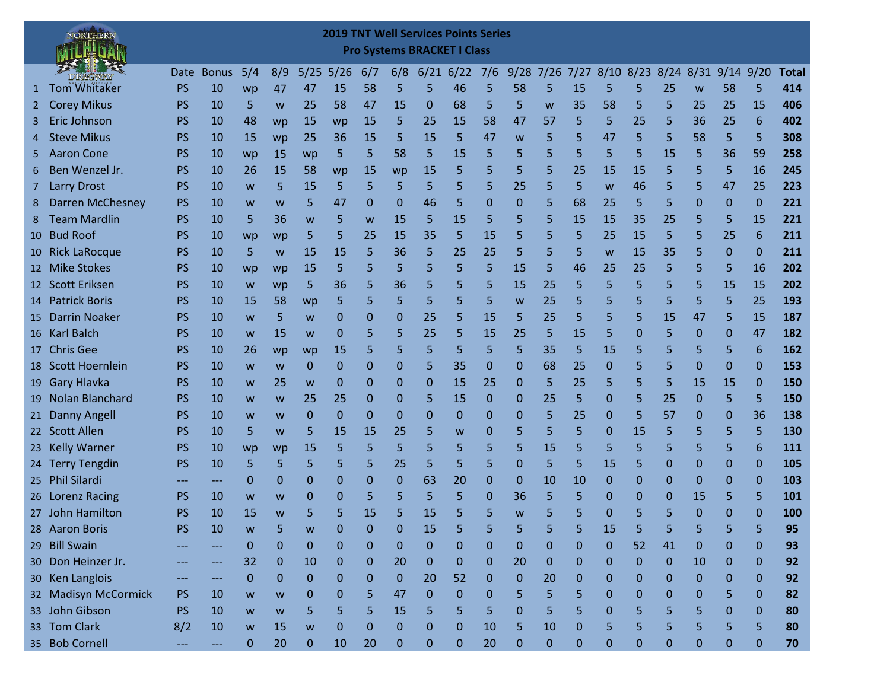# 2019 TNT Well Services Points Series

## Pro Systems BRACKET I Class

| | | Date | Bonus | 5/4 | 8/9 | 5/25 | 5/26 | 6/7 | 6/8 | 6/21 | 6/22 | 7/6 | 9/28 | 7/26 | 7/27 | 8/10 | 8/23 | 8/24 | 8/31 | 9/14 | 9/20 | Total |
|---|---|---|---|---|---|---|---|---|---|---|---|---|---|---|---|---|---|---|---|---|---|---|
| 1 | Tom Whitaker | PS | 10 | wp | 47 | 47 | 15 | 58 | 5 | 5 | 46 | 5 | 58 | 5 | 15 | 5 | 5 | 25 | w | 58 | 5 | 414 |
| 2 | Corey Mikus | PS | 10 | 5 | w | 25 | 58 | 47 | 15 | 0 | 68 | 5 | 5 | w | 35 | 58 | 5 | 5 | 25 | 25 | 15 | 406 |
| 3 | Eric Johnson | PS | 10 | 48 | wp | 15 | wp | 15 | 5 | 25 | 15 | 58 | 47 | 57 | 5 | 5 | 25 | 5 | 36 | 25 | 6 | 402 |
| 4 | Steve Mikus | PS | 10 | 15 | wp | 25 | 36 | 15 | 5 | 15 | 5 | 47 | w | 5 | 5 | 47 | 5 | 5 | 58 | 5 | 5 | 308 |
| 5 | Aaron Cone | PS | 10 | wp | 15 | wp | 5 | 5 | 58 | 5 | 15 | 5 | 5 | 5 | 5 | 5 | 5 | 15 | 5 | 36 | 59 | 258 |
| 6 | Ben Wenzel Jr. | PS | 10 | 26 | 15 | 58 | wp | 15 | wp | 15 | 5 | 5 | 5 | 5 | 25 | 15 | 15 | 5 | 5 | 5 | 16 | 245 |
| 7 | Larry Drost | PS | 10 | w | 5 | 15 | 5 | 5 | 5 | 5 | 5 | 5 | 25 | 5 | 5 | w | 46 | 5 | 5 | 47 | 25 | 223 |
| 8 | Darren McChesney | PS | 10 | w | w | 5 | 47 | 0 | 0 | 46 | 5 | 0 | 0 | 5 | 68 | 25 | 5 | 5 | 0 | 0 | 0 | 221 |
| 8 | Team Mardlin | PS | 10 | 5 | 36 | w | 5 | w | 15 | 5 | 15 | 5 | 5 | 5 | 15 | 15 | 35 | 25 | 5 | 5 | 15 | 221 |
| 10 | Bud Roof | PS | 10 | wp | wp | 5 | 5 | 25 | 15 | 35 | 5 | 15 | 5 | 5 | 5 | 25 | 15 | 5 | 5 | 25 | 6 | 211 |
| 10 | Rick LaRocque | PS | 10 | 5 | w | 15 | 15 | 5 | 36 | 5 | 25 | 25 | 5 | 5 | 5 | w | 15 | 35 | 5 | 0 | 0 | 211 |
| 12 | Mike Stokes | PS | 10 | wp | wp | 15 | 5 | 5 | 5 | 5 | 5 | 5 | 15 | 5 | 46 | 25 | 25 | 5 | 5 | 5 | 16 | 202 |
| 12 | Scott Eriksen | PS | 10 | w | wp | 5 | 36 | 5 | 36 | 5 | 5 | 5 | 15 | 25 | 5 | 5 | 5 | 5 | 5 | 15 | 15 | 202 |
| 14 | Patrick Boris | PS | 10 | 15 | 58 | wp | 5 | 5 | 5 | 5 | 5 | 5 | w | 25 | 5 | 5 | 5 | 5 | 5 | 5 | 25 | 193 |
| 15 | Darrin Noaker | PS | 10 | w | 5 | w | 0 | 0 | 0 | 25 | 5 | 15 | 5 | 25 | 5 | 5 | 5 | 15 | 47 | 5 | 15 | 187 |
| 16 | Karl Balch | PS | 10 | w | 15 | w | 0 | 5 | 5 | 25 | 5 | 15 | 25 | 5 | 15 | 5 | 0 | 5 | 0 | 0 | 47 | 182 |
| 17 | Chris Gee | PS | 10 | 26 | wp | wp | 15 | 5 | 5 | 5 | 5 | 5 | 5 | 35 | 5 | 15 | 5 | 5 | 5 | 5 | 6 | 162 |
| 18 | Scott Hoernlein | PS | 10 | w | w | 0 | 0 | 0 | 0 | 5 | 35 | 0 | 0 | 68 | 25 | 0 | 5 | 5 | 0 | 0 | 0 | 153 |
| 19 | Gary Hlavka | PS | 10 | w | 25 | w | 0 | 0 | 0 | 0 | 15 | 25 | 0 | 5 | 25 | 5 | 5 | 5 | 15 | 15 | 0 | 150 |
| 19 | Nolan Blanchard | PS | 10 | w | w | 25 | 25 | 0 | 0 | 5 | 15 | 0 | 0 | 25 | 5 | 0 | 5 | 25 | 0 | 5 | 5 | 150 |
| 21 | Danny Angell | PS | 10 | w | w | 0 | 0 | 0 | 0 | 0 | 0 | 0 | 0 | 5 | 25 | 0 | 5 | 57 | 0 | 0 | 36 | 138 |
| 22 | Scott Allen | PS | 10 | 5 | w | 5 | 15 | 15 | 25 | 5 | w | 0 | 5 | 5 | 5 | 0 | 15 | 5 | 5 | 5 | 5 | 130 |
| 23 | Kelly Warner | PS | 10 | wp | wp | 15 | 5 | 5 | 5 | 5 | 5 | 5 | 5 | 15 | 5 | 5 | 5 | 5 | 5 | 5 | 6 | 111 |
| 24 | Terry Tengdin | PS | 10 | 5 | 5 | 5 | 5 | 5 | 25 | 5 | 5 | 5 | 0 | 5 | 5 | 15 | 5 | 0 | 0 | 0 | 0 | 105 |
| 25 | Phil Silardi | --- | --- | 0 | 0 | 0 | 0 | 0 | 0 | 63 | 20 | 0 | 0 | 10 | 10 | 0 | 0 | 0 | 0 | 0 | 0 | 103 |
| 26 | Lorenz Racing | PS | 10 | w | w | 0 | 0 | 5 | 5 | 5 | 5 | 0 | 36 | 5 | 5 | 0 | 0 | 0 | 15 | 5 | 5 | 101 |
| 27 | John Hamilton | PS | 10 | 15 | w | 5 | 5 | 15 | 5 | 15 | 5 | 5 | w | 5 | 5 | 0 | 5 | 5 | 0 | 0 | 0 | 100 |
| 28 | Aaron Boris | PS | 10 | w | 5 | w | 0 | 0 | 0 | 15 | 5 | 5 | 5 | 5 | 5 | 15 | 5 | 5 | 5 | 5 | 5 | 95 |
| 29 | Bill Swain | --- | --- | 0 | 0 | 0 | 0 | 0 | 0 | 0 | 0 | 0 | 0 | 0 | 0 | 0 | 52 | 41 | 0 | 0 | 0 | 93 |
| 30 | Don Heinzer Jr. | --- | --- | 32 | 0 | 10 | 0 | 0 | 20 | 0 | 0 | 0 | 20 | 0 | 0 | 0 | 0 | 0 | 10 | 0 | 0 | 92 |
| 30 | Ken Langlois | --- | --- | 0 | 0 | 0 | 0 | 0 | 0 | 20 | 52 | 0 | 0 | 20 | 0 | 0 | 0 | 0 | 0 | 0 | 0 | 92 |
| 32 | Madisyn McCormick | PS | 10 | w | w | 0 | 0 | 5 | 47 | 0 | 0 | 0 | 5 | 5 | 5 | 0 | 0 | 0 | 0 | 5 | 0 | 82 |
| 33 | John Gibson | PS | 10 | w | w | 5 | 5 | 5 | 15 | 5 | 5 | 5 | 0 | 5 | 5 | 0 | 5 | 5 | 5 | 0 | 0 | 80 |
| 33 | Tom Clark | 8/2 | 10 | w | 15 | w | 0 | 0 | 0 | 0 | 0 | 10 | 5 | 10 | 0 | 5 | 5 | 5 | 5 | 5 | 5 | 80 |
| 35 | Bob Cornell | --- | --- | 0 | 20 | 0 | 10 | 20 | 0 | 0 | 0 | 20 | 0 | 0 | 0 | 0 | 0 | 0 | 0 | 0 | 0 | 70 |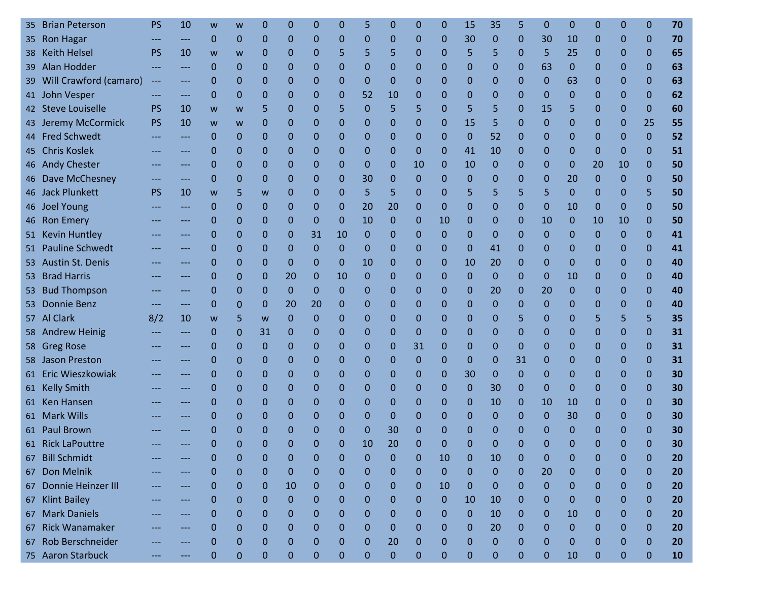| | | | | | | | | | | | | | | | | | | | | | | | |
|---|---|---|---|---|---|---|---|---|---|---|---|---|---|---|---|---|---|---|---|---|---|---|---|
| 35 | Brian Peterson | PS | 10 | w | w | 0 | 0 | 0 | 0 | 5 | 0 | 0 | 0 | 15 | 35 | 5 | 0 | 0 | 0 | 0 | 0 | **70** |
| 35 | Ron Hagar | --- | --- | 0 | 0 | 0 | 0 | 0 | 0 | 0 | 0 | 0 | 0 | 30 | 0 | 0 | 30 | 10 | 0 | 0 | 0 | **70** |
| 38 | Keith Helsel | PS | 10 | w | w | 0 | 0 | 0 | 5 | 5 | 5 | 0 | 0 | 5 | 5 | 0 | 5 | 25 | 0 | 0 | 0 | **65** |
| 39 | Alan Hodder | --- | --- | 0 | 0 | 0 | 0 | 0 | 0 | 0 | 0 | 0 | 0 | 0 | 0 | 0 | 63 | 0 | 0 | 0 | 0 | **63** |
| 39 | Will Crawford (camaro) | --- | --- | 0 | 0 | 0 | 0 | 0 | 0 | 0 | 0 | 0 | 0 | 0 | 0 | 0 | 0 | 63 | 0 | 0 | 0 | **63** |
| 41 | John Vesper | --- | --- | 0 | 0 | 0 | 0 | 0 | 0 | 52 | 10 | 0 | 0 | 0 | 0 | 0 | 0 | 0 | 0 | 0 | 0 | **62** |
| 42 | Steve Louiselle | PS | 10 | w | w | 5 | 0 | 0 | 5 | 0 | 5 | 5 | 0 | 5 | 5 | 0 | 15 | 5 | 0 | 0 | 0 | **60** |
| 43 | Jeremy McCormick | PS | 10 | w | w | 0 | 0 | 0 | 0 | 0 | 0 | 0 | 0 | 15 | 5 | 0 | 0 | 0 | 0 | 0 | 25 | **55** |
| 44 | Fred Schwedt | --- | --- | 0 | 0 | 0 | 0 | 0 | 0 | 0 | 0 | 0 | 0 | 0 | 52 | 0 | 0 | 0 | 0 | 0 | 0 | **52** |
| 45 | Chris Koslek | --- | --- | 0 | 0 | 0 | 0 | 0 | 0 | 0 | 0 | 0 | 0 | 41 | 10 | 0 | 0 | 0 | 0 | 0 | 0 | **51** |
| 46 | Andy Chester | --- | --- | 0 | 0 | 0 | 0 | 0 | 0 | 0 | 0 | 10 | 0 | 10 | 0 | 0 | 0 | 0 | 20 | 10 | 0 | **50** |
| 46 | Dave McChesney | --- | --- | 0 | 0 | 0 | 0 | 0 | 0 | 30 | 0 | 0 | 0 | 0 | 0 | 0 | 0 | 20 | 0 | 0 | 0 | **50** |
| 46 | Jack Plunkett | PS | 10 | w | 5 | w | 0 | 0 | 0 | 5 | 5 | 0 | 0 | 5 | 5 | 5 | 5 | 0 | 0 | 0 | 5 | **50** |
| 46 | Joel Young | --- | --- | 0 | 0 | 0 | 0 | 0 | 0 | 20 | 20 | 0 | 0 | 0 | 0 | 0 | 0 | 10 | 0 | 0 | 0 | **50** |
| 46 | Ron Emery | --- | --- | 0 | 0 | 0 | 0 | 0 | 0 | 10 | 0 | 0 | 10 | 0 | 0 | 0 | 10 | 0 | 10 | 10 | 0 | **50** |
| 51 | Kevin Huntley | --- | --- | 0 | 0 | 0 | 0 | 31 | 10 | 0 | 0 | 0 | 0 | 0 | 0 | 0 | 0 | 0 | 0 | 0 | 0 | **41** |
| 51 | Pauline Schwedt | --- | --- | 0 | 0 | 0 | 0 | 0 | 0 | 0 | 0 | 0 | 0 | 0 | 41 | 0 | 0 | 0 | 0 | 0 | 0 | **41** |
| 53 | Austin St. Denis | --- | --- | 0 | 0 | 0 | 0 | 0 | 0 | 10 | 0 | 0 | 0 | 10 | 20 | 0 | 0 | 0 | 0 | 0 | 0 | **40** |
| 53 | Brad Harris | --- | --- | 0 | 0 | 0 | 20 | 0 | 10 | 0 | 0 | 0 | 0 | 0 | 0 | 0 | 0 | 10 | 0 | 0 | 0 | **40** |
| 53 | Bud Thompson | --- | --- | 0 | 0 | 0 | 0 | 0 | 0 | 0 | 0 | 0 | 0 | 0 | 20 | 0 | 20 | 0 | 0 | 0 | 0 | **40** |
| 53 | Donnie Benz | --- | --- | 0 | 0 | 0 | 20 | 20 | 0 | 0 | 0 | 0 | 0 | 0 | 0 | 0 | 0 | 0 | 0 | 0 | 0 | **40** |
| 57 | Al Clark | 8/2 | 10 | w | 5 | w | 0 | 0 | 0 | 0 | 0 | 0 | 0 | 0 | 0 | 5 | 0 | 0 | 5 | 5 | 5 | **35** |
| 58 | Andrew Heinig | --- | --- | 0 | 0 | 31 | 0 | 0 | 0 | 0 | 0 | 0 | 0 | 0 | 0 | 0 | 0 | 0 | 0 | 0 | 0 | **31** |
| 58 | Greg Rose | --- | --- | 0 | 0 | 0 | 0 | 0 | 0 | 0 | 0 | 31 | 0 | 0 | 0 | 0 | 0 | 0 | 0 | 0 | 0 | **31** |
| 58 | Jason Preston | --- | --- | 0 | 0 | 0 | 0 | 0 | 0 | 0 | 0 | 0 | 0 | 0 | 0 | 31 | 0 | 0 | 0 | 0 | 0 | **31** |
| 61 | Eric Wieszkowiak | --- | --- | 0 | 0 | 0 | 0 | 0 | 0 | 0 | 0 | 0 | 0 | 30 | 0 | 0 | 0 | 0 | 0 | 0 | 0 | **30** |
| 61 | Kelly Smith | --- | --- | 0 | 0 | 0 | 0 | 0 | 0 | 0 | 0 | 0 | 0 | 0 | 30 | 0 | 0 | 0 | 0 | 0 | 0 | **30** |
| 61 | Ken Hansen | --- | --- | 0 | 0 | 0 | 0 | 0 | 0 | 0 | 0 | 0 | 0 | 0 | 10 | 0 | 10 | 10 | 0 | 0 | 0 | **30** |
| 61 | Mark Wills | --- | --- | 0 | 0 | 0 | 0 | 0 | 0 | 0 | 0 | 0 | 0 | 0 | 0 | 0 | 0 | 30 | 0 | 0 | 0 | **30** |
| 61 | Paul Brown | --- | --- | 0 | 0 | 0 | 0 | 0 | 0 | 0 | 30 | 0 | 0 | 0 | 0 | 0 | 0 | 0 | 0 | 0 | 0 | **30** |
| 61 | Rick LaPouttre | --- | --- | 0 | 0 | 0 | 0 | 0 | 0 | 10 | 20 | 0 | 0 | 0 | 0 | 0 | 0 | 0 | 0 | 0 | 0 | **30** |
| 67 | Bill Schmidt | --- | --- | 0 | 0 | 0 | 0 | 0 | 0 | 0 | 0 | 0 | 10 | 0 | 10 | 0 | 0 | 0 | 0 | 0 | 0 | **20** |
| 67 | Don Melnik | --- | --- | 0 | 0 | 0 | 0 | 0 | 0 | 0 | 0 | 0 | 0 | 0 | 0 | 0 | 20 | 0 | 0 | 0 | 0 | **20** |
| 67 | Donnie Heinzer III | --- | --- | 0 | 0 | 0 | 10 | 0 | 0 | 0 | 0 | 0 | 10 | 0 | 0 | 0 | 0 | 0 | 0 | 0 | 0 | **20** |
| 67 | Klint Bailey | --- | --- | 0 | 0 | 0 | 0 | 0 | 0 | 0 | 0 | 0 | 0 | 10 | 10 | 0 | 0 | 0 | 0 | 0 | 0 | **20** |
| 67 | Mark Daniels | --- | --- | 0 | 0 | 0 | 0 | 0 | 0 | 0 | 0 | 0 | 0 | 0 | 10 | 0 | 0 | 10 | 0 | 0 | 0 | **20** |
| 67 | Rick Wanamaker | --- | --- | 0 | 0 | 0 | 0 | 0 | 0 | 0 | 0 | 0 | 0 | 0 | 20 | 0 | 0 | 0 | 0 | 0 | 0 | **20** |
| 67 | Rob Berschneider | --- | --- | 0 | 0 | 0 | 0 | 0 | 0 | 0 | 20 | 0 | 0 | 0 | 0 | 0 | 0 | 0 | 0 | 0 | 0 | **20** |
| 75 | Aaron Starbuck | --- | --- | 0 | 0 | 0 | 0 | 0 | 0 | 0 | 0 | 0 | 0 | 0 | 0 | 0 | 0 | 10 | 0 | 0 | 0 | **10** |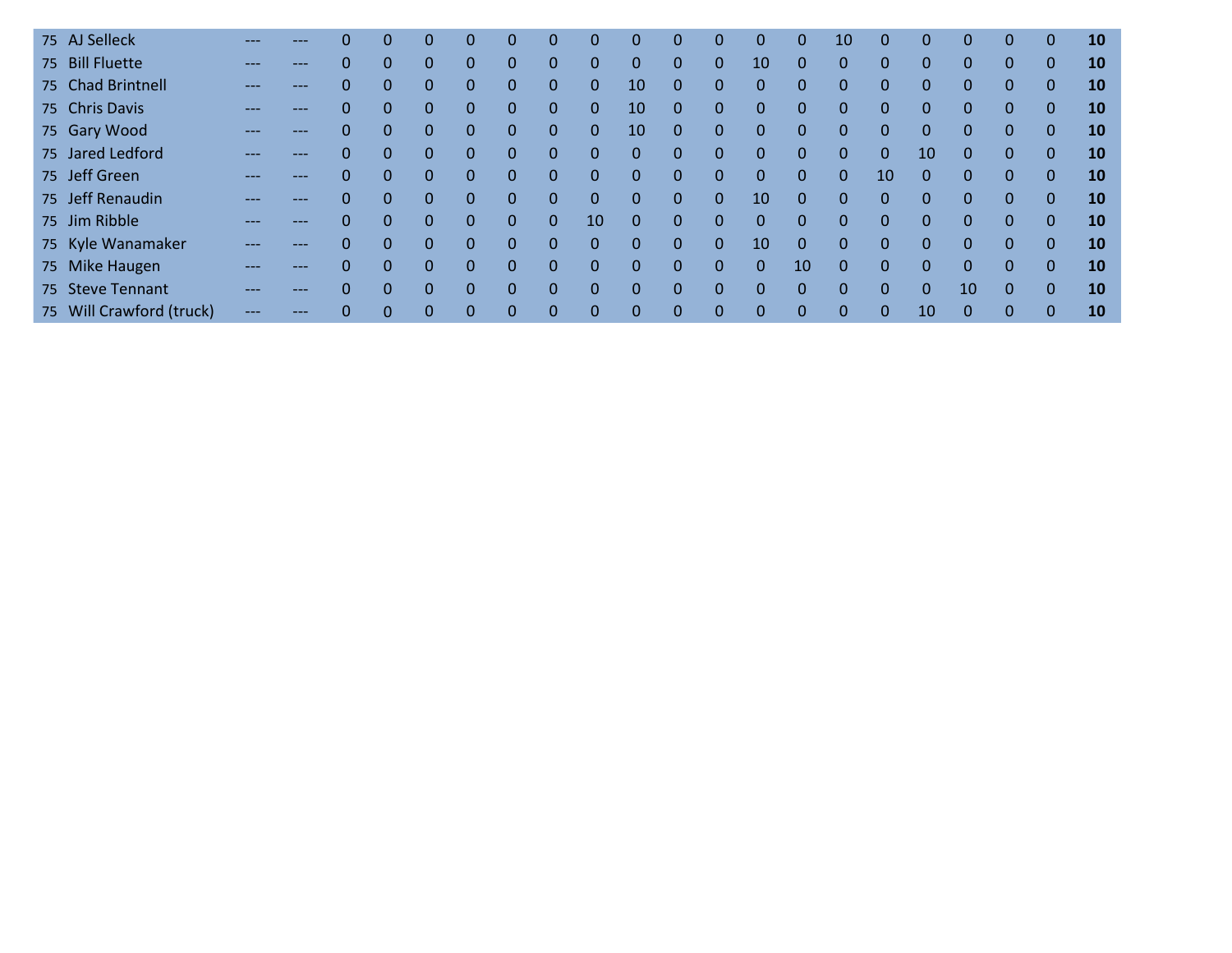| | | | | | | | | | | | | | | | | | | | | | | |
|---|---|---|---|---|---|---|---|---|---|---|---|---|---|---|---|---|---|---|---|---|---|---|
| 75 | AJ Selleck | --- | --- | 0 | 0 | 0 | 0 | 0 | 0 | 0 | 0 | 0 | 0 | 0 | 0 | 10 | 0 | 0 | 0 | 0 | 0 | **10** |
| 75 | Bill Fluette | --- | --- | 0 | 0 | 0 | 0 | 0 | 0 | 0 | 0 | 0 | 0 | 10 | 0 | 0 | 0 | 0 | 0 | 0 | 0 | **10** |
| 75 | Chad Brintnell | --- | --- | 0 | 0 | 0 | 0 | 0 | 0 | 0 | 10 | 0 | 0 | 0 | 0 | 0 | 0 | 0 | 0 | 0 | 0 | **10** |
| 75 | Chris Davis | --- | --- | 0 | 0 | 0 | 0 | 0 | 0 | 0 | 10 | 0 | 0 | 0 | 0 | 0 | 0 | 0 | 0 | 0 | 0 | **10** |
| 75 | Gary Wood | --- | --- | 0 | 0 | 0 | 0 | 0 | 0 | 0 | 10 | 0 | 0 | 0 | 0 | 0 | 0 | 0 | 0 | 0 | 0 | **10** |
| 75 | Jared Ledford | --- | --- | 0 | 0 | 0 | 0 | 0 | 0 | 0 | 0 | 0 | 0 | 0 | 0 | 0 | 0 | 10 | 0 | 0 | 0 | **10** |
| 75 | Jeff Green | --- | --- | 0 | 0 | 0 | 0 | 0 | 0 | 0 | 0 | 0 | 0 | 0 | 0 | 0 | 10 | 0 | 0 | 0 | 0 | **10** |
| 75 | Jeff Renaudin | --- | --- | 0 | 0 | 0 | 0 | 0 | 0 | 0 | 0 | 0 | 0 | 10 | 0 | 0 | 0 | 0 | 0 | 0 | 0 | **10** |
| 75 | Jim Ribble | --- | --- | 0 | 0 | 0 | 0 | 0 | 0 | 10 | 0 | 0 | 0 | 0 | 0 | 0 | 0 | 0 | 0 | 0 | 0 | **10** |
| 75 | Kyle Wanamaker | --- | --- | 0 | 0 | 0 | 0 | 0 | 0 | 0 | 0 | 0 | 0 | 10 | 0 | 0 | 0 | 0 | 0 | 0 | 0 | **10** |
| 75 | Mike Haugen | --- | --- | 0 | 0 | 0 | 0 | 0 | 0 | 0 | 0 | 0 | 0 | 0 | 10 | 0 | 0 | 0 | 0 | 0 | 0 | **10** |
| 75 | Steve Tennant | --- | --- | 0 | 0 | 0 | 0 | 0 | 0 | 0 | 0 | 0 | 0 | 0 | 0 | 0 | 0 | 0 | 10 | 0 | 0 | **10** |
| 75 | Will Crawford (truck) | --- | --- | 0 | 0 | 0 | 0 | 0 | 0 | 0 | 0 | 0 | 0 | 0 | 0 | 0 | 0 | 10 | 0 | 0 | 0 | **10** |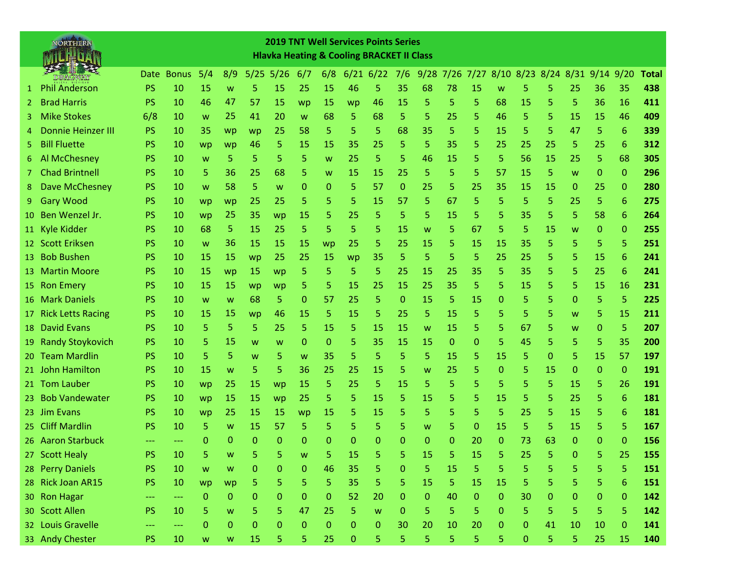## 2019 TNT Well Services Points Series
## Hlavka Heating & Cooling BRACKET II Class

| | | Date | Bonus | 5/4 | 8/9 | 5/25 | 5/26 | 6/7 | 6/8 | 6/21 | 6/22 | 7/6 | 9/28 | 7/26 | 7/27 | 8/10 | 8/23 | 8/24 | 8/31 | 9/14 | 9/20 | Total |
|---|---|---|---|---|---|---|---|---|---|---|---|---|---|---|---|---|---|---|---|---|---|---|
| 1 | Phil Anderson | PS | 10 | 15 | w | 5 | 15 | 25 | 15 | 46 | 5 | 35 | 68 | 78 | 15 | w | 5 | 5 | 25 | 36 | 35 | **438** |
| 2 | Brad Harris | PS | 10 | 46 | 47 | 57 | 15 | wp | 15 | wp | 46 | 15 | 5 | 5 | 5 | 68 | 15 | 5 | 5 | 36 | 16 | **411** |
| 3 | Mike Stokes | 6/8 | 10 | w | 25 | 41 | 20 | w | 68 | 5 | 68 | 5 | 5 | 25 | 5 | 46 | 5 | 5 | 15 | 15 | 46 | **409** |
| 4 | Donnie Heinzer III | PS | 10 | 35 | wp | wp | 25 | 58 | 5 | 5 | 5 | 68 | 35 | 5 | 5 | 15 | 5 | 5 | 47 | 5 | 6 | **339** |
| 5 | Bill Fluette | PS | 10 | wp | wp | 46 | 5 | 15 | 15 | 35 | 25 | 5 | 5 | 35 | 5 | 25 | 25 | 25 | 5 | 25 | 6 | **312** |
| 6 | Al McChesney | PS | 10 | w | 5 | 5 | 5 | 5 | w | 25 | 5 | 5 | 46 | 15 | 5 | 5 | 56 | 15 | 25 | 5 | 68 | **305** |
| 7 | Chad Brintnell | PS | 10 | 5 | 36 | 25 | 68 | 5 | w | 15 | 15 | 25 | 5 | 5 | 5 | 57 | 15 | 5 | w | 0 | 0 | **296** |
| 8 | Dave McChesney | PS | 10 | w | 58 | 5 | w | 0 | 0 | 5 | 57 | 0 | 25 | 5 | 25 | 35 | 15 | 15 | 0 | 25 | 0 | **280** |
| 9 | Gary Wood | PS | 10 | wp | wp | 25 | 25 | 5 | 5 | 5 | 15 | 57 | 5 | 67 | 5 | 5 | 5 | 5 | 25 | 5 | 6 | **275** |
| 10 | Ben Wenzel Jr. | PS | 10 | wp | 25 | 35 | wp | 15 | 5 | 25 | 5 | 5 | 5 | 15 | 5 | 5 | 35 | 5 | 5 | 58 | 6 | **264** |
| 11 | Kyle Kidder | PS | 10 | 68 | 5 | 15 | 25 | 5 | 5 | 5 | 5 | 15 | w | 5 | 67 | 5 | 5 | 15 | w | 0 | 0 | **255** |
| 12 | Scott Eriksen | PS | 10 | w | 36 | 15 | 15 | 15 | wp | 25 | 5 | 25 | 15 | 5 | 15 | 15 | 35 | 5 | 5 | 5 | 5 | **251** |
| 13 | Bob Bushen | PS | 10 | 15 | 15 | wp | 25 | 25 | 15 | wp | 35 | 5 | 5 | 5 | 5 | 25 | 25 | 5 | 5 | 15 | 6 | **241** |
| 13 | Martin Moore | PS | 10 | 15 | wp | 15 | wp | 5 | 5 | 5 | 5 | 25 | 15 | 25 | 35 | 5 | 35 | 5 | 5 | 25 | 6 | **241** |
| 15 | Ron Emery | PS | 10 | 15 | 15 | wp | wp | 5 | 5 | 15 | 25 | 15 | 25 | 35 | 5 | 5 | 15 | 5 | 5 | 15 | 16 | **231** |
| 16 | Mark Daniels | PS | 10 | w | w | 68 | 5 | 0 | 57 | 25 | 5 | 0 | 15 | 5 | 15 | 0 | 5 | 5 | 0 | 5 | 5 | **225** |
| 17 | Rick Letts Racing | PS | 10 | 15 | 15 | wp | 46 | 15 | 5 | 15 | 5 | 25 | 5 | 15 | 5 | 5 | 5 | 5 | w | 5 | 15 | **211** |
| 18 | David Evans | PS | 10 | 5 | 5 | 5 | 25 | 5 | 15 | 5 | 15 | 15 | w | 15 | 5 | 5 | 67 | 5 | w | 0 | 5 | **207** |
| 19 | Randy Stoykovich | PS | 10 | 5 | 15 | w | w | 0 | 0 | 5 | 35 | 15 | 15 | 0 | 0 | 5 | 45 | 5 | 5 | 5 | 35 | **200** |
| 20 | Team Mardlin | PS | 10 | 5 | 5 | w | 5 | w | 35 | 5 | 5 | 5 | 5 | 15 | 5 | 15 | 5 | 0 | 5 | 15 | 57 | **197** |
| 21 | John Hamilton | PS | 10 | 15 | w | 5 | 5 | 36 | 25 | 25 | 15 | 5 | w | 25 | 5 | 0 | 5 | 15 | 0 | 0 | 0 | **191** |
| 21 | Tom Lauber | PS | 10 | wp | 25 | 15 | wp | 15 | 5 | 25 | 5 | 15 | 5 | 5 | 5 | 5 | 5 | 5 | 15 | 5 | 26 | **191** |
| 23 | Bob Vandewater | PS | 10 | wp | 15 | 15 | wp | 25 | 5 | 5 | 15 | 5 | 15 | 5 | 5 | 15 | 5 | 5 | 25 | 5 | 6 | **181** |
| 23 | Jim Evans | PS | 10 | wp | 25 | 15 | 15 | wp | 15 | 5 | 15 | 5 | 5 | 5 | 5 | 5 | 25 | 5 | 15 | 5 | 6 | **181** |
| 25 | Cliff Mardlin | PS | 10 | 5 | w | 15 | 57 | 5 | 5 | 5 | 5 | 5 | w | 5 | 0 | 15 | 5 | 5 | 15 | 5 | 5 | **167** |
| 26 | Aaron Starbuck | --- | --- | 0 | 0 | 0 | 0 | 0 | 0 | 0 | 0 | 0 | 0 | 0 | 20 | 0 | 73 | 63 | 0 | 0 | 0 | **156** |
| 27 | Scott Healy | PS | 10 | 5 | w | 5 | 5 | w | 5 | 15 | 5 | 5 | 15 | 5 | 15 | 5 | 25 | 5 | 0 | 5 | 25 | **155** |
| 28 | Perry Daniels | PS | 10 | w | w | 0 | 0 | 0 | 46 | 35 | 5 | 0 | 5 | 15 | 5 | 5 | 5 | 5 | 5 | 5 | 5 | **151** |
| 28 | Rick Joan AR15 | PS | 10 | wp | wp | 5 | 5 | 5 | 5 | 35 | 5 | 5 | 15 | 5 | 15 | 15 | 5 | 5 | 5 | 5 | 6 | **151** |
| 30 | Ron Hagar | --- | --- | 0 | 0 | 0 | 0 | 0 | 0 | 52 | 20 | 0 | 0 | 40 | 0 | 0 | 30 | 0 | 0 | 0 | 0 | **142** |
| 30 | Scott Allen | PS | 10 | 5 | w | 5 | 5 | 47 | 25 | 5 | w | 0 | 5 | 5 | 5 | 0 | 5 | 5 | 5 | 5 | 5 | **142** |
| 32 | Louis Gravelle | --- | --- | 0 | 0 | 0 | 0 | 0 | 0 | 0 | 0 | 30 | 20 | 10 | 20 | 0 | 0 | 41 | 10 | 10 | 0 | **141** |
| 33 | Andy Chester | PS | 10 | w | w | 15 | 5 | 5 | 25 | 0 | 5 | 5 | 5 | 5 | 5 | 5 | 0 | 5 | 5 | 25 | 15 | **140** |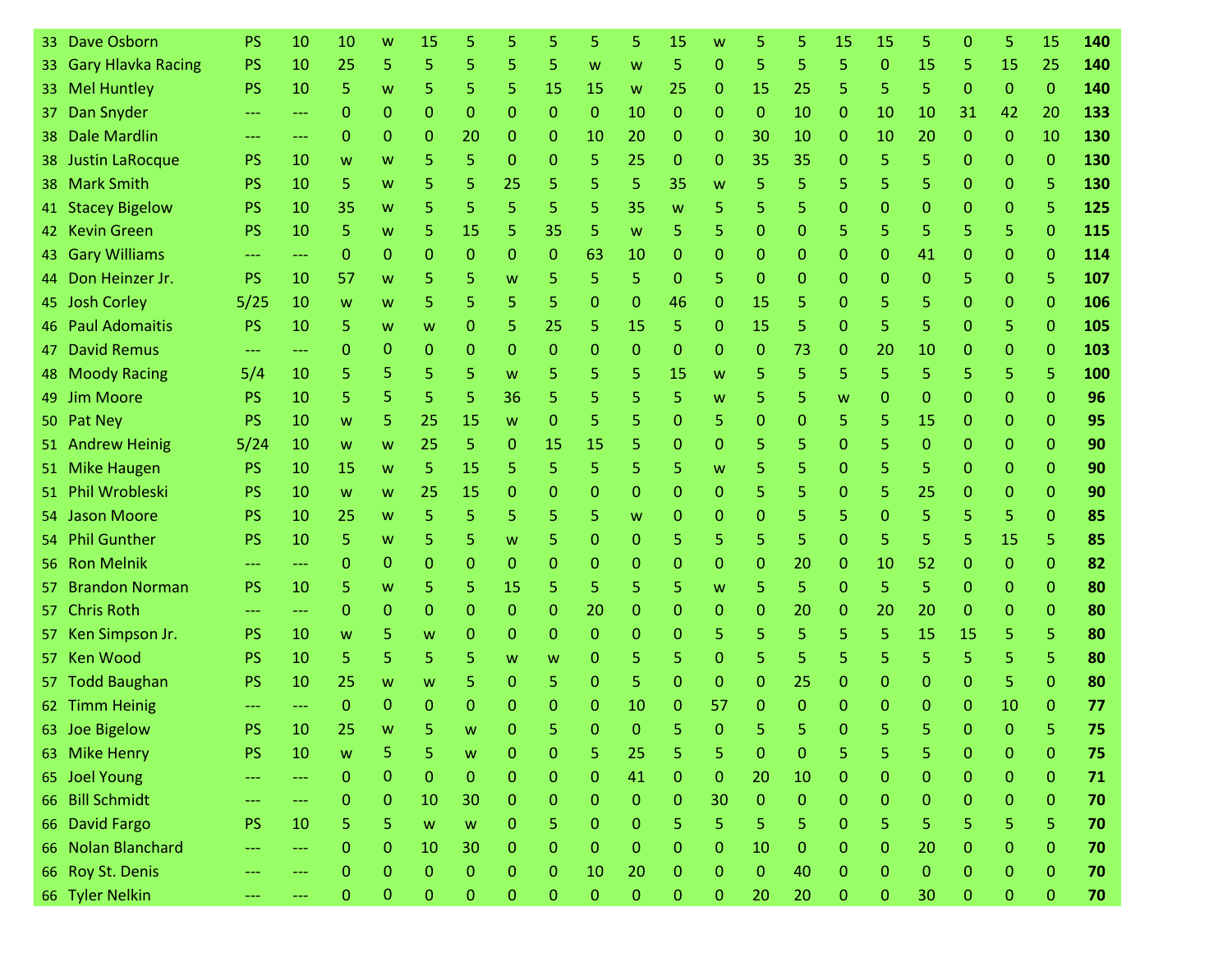| | | | | | | | | | | | | | | | | | | | | | | | |
|---|---|---|---|---|---|---|---|---|---|---|---|---|---|---|---|---|---|---|---|---|---|---|---|
| 33 | Dave Osborn | PS | 10 | 10 | w | 15 | 5 | 5 | 5 | 5 | 5 | 15 | w | 5 | 5 | 15 | 15 | 5 | 0 | 5 | 15 | **140** |
| 33 | Gary Hlavka Racing | PS | 10 | 25 | 5 | 5 | 5 | 5 | 5 | w | w | 5 | 0 | 5 | 5 | 5 | 0 | 15 | 5 | 15 | 25 | **140** |
| 33 | Mel Huntley | PS | 10 | 5 | w | 5 | 5 | 5 | 15 | 15 | w | 25 | 0 | 15 | 25 | 5 | 5 | 5 | 0 | 0 | 0 | **140** |
| 37 | Dan Snyder | --- | --- | 0 | 0 | 0 | 0 | 0 | 0 | 0 | 10 | 0 | 0 | 0 | 10 | 0 | 10 | 10 | 31 | 42 | 20 | **133** |
| 38 | Dale Mardlin | --- | --- | 0 | 0 | 0 | 20 | 0 | 0 | 10 | 20 | 0 | 0 | 30 | 10 | 0 | 10 | 20 | 0 | 0 | 10 | **130** |
| 38 | Justin LaRocque | PS | 10 | w | w | 5 | 5 | 0 | 0 | 5 | 25 | 0 | 0 | 35 | 35 | 0 | 5 | 5 | 0 | 0 | 0 | **130** |
| 38 | Mark Smith | PS | 10 | 5 | w | 5 | 5 | 25 | 5 | 5 | 5 | 35 | w | 5 | 5 | 5 | 5 | 5 | 0 | 0 | 5 | **130** |
| 41 | Stacey Bigelow | PS | 10 | 35 | w | 5 | 5 | 5 | 5 | 5 | 35 | w | 5 | 5 | 5 | 0 | 0 | 0 | 0 | 0 | 5 | **125** |
| 42 | Kevin Green | PS | 10 | 5 | w | 5 | 15 | 5 | 35 | 5 | w | 5 | 5 | 0 | 0 | 5 | 5 | 5 | 5 | 5 | 0 | **115** |
| 43 | Gary Williams | --- | --- | 0 | 0 | 0 | 0 | 0 | 0 | 63 | 10 | 0 | 0 | 0 | 0 | 0 | 0 | 41 | 0 | 0 | 0 | **114** |
| 44 | Don Heinzer Jr. | PS | 10 | 57 | w | 5 | 5 | w | 5 | 5 | 5 | 0 | 5 | 0 | 0 | 0 | 0 | 0 | 5 | 0 | 5 | **107** |
| 45 | Josh Corley | 5/25 | 10 | w | w | 5 | 5 | 5 | 5 | 0 | 0 | 46 | 0 | 15 | 5 | 0 | 5 | 5 | 0 | 0 | 0 | **106** |
| 46 | Paul Adomaitis | PS | 10 | 5 | w | w | 0 | 5 | 25 | 5 | 15 | 5 | 0 | 15 | 5 | 0 | 5 | 5 | 0 | 5 | 0 | **105** |
| 47 | David Remus | --- | --- | 0 | 0 | 0 | 0 | 0 | 0 | 0 | 0 | 0 | 0 | 0 | 73 | 0 | 20 | 10 | 0 | 0 | 0 | **103** |
| 48 | Moody Racing | 5/4 | 10 | 5 | 5 | 5 | 5 | w | 5 | 5 | 5 | 15 | w | 5 | 5 | 5 | 5 | 5 | 5 | 5 | 5 | **100** |
| 49 | Jim Moore | PS | 10 | 5 | 5 | 5 | 5 | 36 | 5 | 5 | 5 | 5 | w | 5 | 5 | w | 0 | 0 | 0 | 0 | 0 | **96** |
| 50 | Pat Ney | PS | 10 | w | 5 | 25 | 15 | w | 0 | 5 | 5 | 0 | 5 | 0 | 0 | 5 | 5 | 15 | 0 | 0 | 0 | **95** |
| 51 | Andrew Heinig | 5/24 | 10 | w | w | 25 | 5 | 0 | 15 | 15 | 5 | 0 | 0 | 5 | 5 | 0 | 5 | 0 | 0 | 0 | 0 | **90** |
| 51 | Mike Haugen | PS | 10 | 15 | w | 5 | 15 | 5 | 5 | 5 | 5 | 5 | w | 5 | 5 | 0 | 5 | 5 | 0 | 0 | 0 | **90** |
| 51 | Phil Wrobleski | PS | 10 | w | w | 25 | 15 | 0 | 0 | 0 | 0 | 0 | 0 | 5 | 5 | 0 | 5 | 25 | 0 | 0 | 0 | **90** |
| 54 | Jason Moore | PS | 10 | 25 | w | 5 | 5 | 5 | 5 | 5 | w | 0 | 0 | 0 | 5 | 5 | 0 | 5 | 5 | 5 | 0 | **85** |
| 54 | Phil Gunther | PS | 10 | 5 | w | 5 | 5 | w | 5 | 0 | 0 | 5 | 5 | 5 | 5 | 0 | 5 | 5 | 5 | 15 | 5 | **85** |
| 56 | Ron Melnik | --- | --- | 0 | 0 | 0 | 0 | 0 | 0 | 0 | 0 | 0 | 0 | 0 | 20 | 0 | 10 | 52 | 0 | 0 | 0 | **82** |
| 57 | Brandon Norman | PS | 10 | 5 | w | 5 | 5 | 15 | 5 | 5 | 5 | 5 | w | 5 | 5 | 0 | 5 | 5 | 0 | 0 | 0 | **80** |
| 57 | Chris Roth | --- | --- | 0 | 0 | 0 | 0 | 0 | 0 | 20 | 0 | 0 | 0 | 0 | 20 | 0 | 20 | 20 | 0 | 0 | 0 | **80** |
| 57 | Ken Simpson Jr. | PS | 10 | w | 5 | w | 0 | 0 | 0 | 0 | 0 | 0 | 5 | 5 | 5 | 5 | 5 | 15 | 15 | 5 | 5 | **80** |
| 57 | Ken Wood | PS | 10 | 5 | 5 | 5 | 5 | w | w | 0 | 5 | 5 | 0 | 5 | 5 | 5 | 5 | 5 | 5 | 5 | 5 | **80** |
| 57 | Todd Baughan | PS | 10 | 25 | w | w | 5 | 0 | 5 | 0 | 5 | 0 | 0 | 0 | 25 | 0 | 0 | 0 | 0 | 5 | 0 | **80** |
| 62 | Timm Heinig | --- | --- | 0 | 0 | 0 | 0 | 0 | 0 | 0 | 10 | 0 | 57 | 0 | 0 | 0 | 0 | 0 | 0 | 10 | 0 | **77** |
| 63 | Joe Bigelow | PS | 10 | 25 | w | 5 | w | 0 | 5 | 0 | 0 | 5 | 0 | 5 | 5 | 0 | 5 | 5 | 0 | 0 | 5 | **75** |
| 63 | Mike Henry | PS | 10 | w | 5 | 5 | w | 0 | 0 | 5 | 25 | 5 | 5 | 0 | 0 | 5 | 5 | 5 | 0 | 0 | 0 | **75** |
| 65 | Joel Young | --- | --- | 0 | 0 | 0 | 0 | 0 | 0 | 0 | 41 | 0 | 0 | 20 | 10 | 0 | 0 | 0 | 0 | 0 | 0 | **71** |
| 66 | Bill Schmidt | --- | --- | 0 | 0 | 10 | 30 | 0 | 0 | 0 | 0 | 0 | 30 | 0 | 0 | 0 | 0 | 0 | 0 | 0 | 0 | **70** |
| 66 | David Fargo | PS | 10 | 5 | 5 | w | w | 0 | 5 | 0 | 0 | 5 | 5 | 5 | 5 | 0 | 5 | 5 | 5 | 5 | 5 | **70** |
| 66 | Nolan Blanchard | --- | --- | 0 | 0 | 10 | 30 | 0 | 0 | 0 | 0 | 0 | 0 | 10 | 0 | 0 | 0 | 20 | 0 | 0 | 0 | **70** |
| 66 | Roy St. Denis | --- | --- | 0 | 0 | 0 | 0 | 0 | 0 | 10 | 20 | 0 | 0 | 0 | 40 | 0 | 0 | 0 | 0 | 0 | 0 | **70** |
| 66 | Tyler Nelkin | --- | --- | 0 | 0 | 0 | 0 | 0 | 0 | 0 | 0 | 0 | 0 | 20 | 20 | 0 | 0 | 30 | 0 | 0 | 0 | **70** |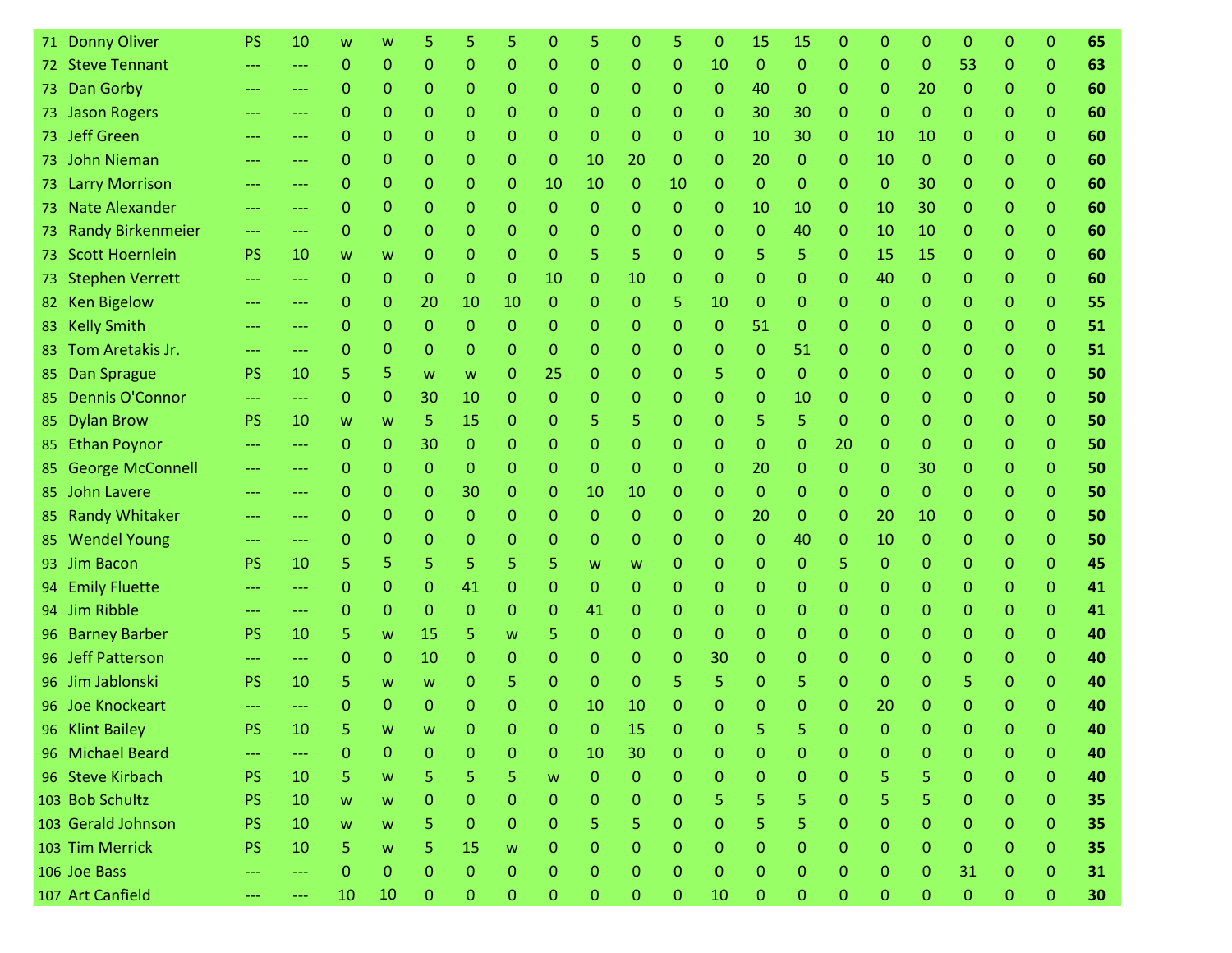| | | | | | | | | | | | | | | | | | | | | | | | |
|---|---|---|---|---|---|---|---|---|---|---|---|---|---|---|---|---|---|---|---|---|---|---|---|
| 71 | Donny Oliver | PS | 10 | w | w | 5 | 5 | 5 | 0 | 5 | 0 | 5 | 0 | 15 | 15 | 0 | 0 | 0 | 0 | 0 | 0 | **65** |
| 72 | Steve Tennant | --- | --- | 0 | 0 | 0 | 0 | 0 | 0 | 0 | 0 | 0 | 10 | 0 | 0 | 0 | 0 | 0 | 53 | 0 | 0 | **63** |
| 73 | Dan Gorby | --- | --- | 0 | 0 | 0 | 0 | 0 | 0 | 0 | 0 | 0 | 0 | 40 | 0 | 0 | 0 | 20 | 0 | 0 | 0 | **60** |
| 73 | Jason Rogers | --- | --- | 0 | 0 | 0 | 0 | 0 | 0 | 0 | 0 | 0 | 0 | 30 | 30 | 0 | 0 | 0 | 0 | 0 | 0 | **60** |
| 73 | Jeff Green | --- | --- | 0 | 0 | 0 | 0 | 0 | 0 | 0 | 0 | 0 | 0 | 10 | 30 | 0 | 10 | 10 | 0 | 0 | 0 | **60** |
| 73 | John Nieman | --- | --- | 0 | 0 | 0 | 0 | 0 | 0 | 10 | 20 | 0 | 0 | 20 | 0 | 0 | 10 | 0 | 0 | 0 | 0 | **60** |
| 73 | Larry Morrison | --- | --- | 0 | 0 | 0 | 0 | 0 | 10 | 10 | 0 | 10 | 0 | 0 | 0 | 0 | 0 | 30 | 0 | 0 | 0 | **60** |
| 73 | Nate Alexander | --- | --- | 0 | 0 | 0 | 0 | 0 | 0 | 0 | 0 | 0 | 0 | 10 | 10 | 0 | 10 | 30 | 0 | 0 | 0 | **60** |
| 73 | Randy Birkenmeier | --- | --- | 0 | 0 | 0 | 0 | 0 | 0 | 0 | 0 | 0 | 0 | 0 | 40 | 0 | 10 | 10 | 0 | 0 | 0 | **60** |
| 73 | Scott Hoernlein | PS | 10 | w | w | 0 | 0 | 0 | 0 | 5 | 5 | 0 | 0 | 5 | 5 | 0 | 15 | 15 | 0 | 0 | 0 | **60** |
| 73 | Stephen Verrett | --- | --- | 0 | 0 | 0 | 0 | 0 | 10 | 0 | 10 | 0 | 0 | 0 | 0 | 0 | 40 | 0 | 0 | 0 | 0 | **60** |
| 82 | Ken Bigelow | --- | --- | 0 | 0 | 20 | 10 | 10 | 0 | 0 | 0 | 5 | 10 | 0 | 0 | 0 | 0 | 0 | 0 | 0 | 0 | **55** |
| 83 | Kelly Smith | --- | --- | 0 | 0 | 0 | 0 | 0 | 0 | 0 | 0 | 0 | 0 | 51 | 0 | 0 | 0 | 0 | 0 | 0 | 0 | **51** |
| 83 | Tom Aretakis Jr. | --- | --- | 0 | 0 | 0 | 0 | 0 | 0 | 0 | 0 | 0 | 0 | 0 | 51 | 0 | 0 | 0 | 0 | 0 | 0 | **51** |
| 85 | Dan Sprague | PS | 10 | 5 | 5 | w | w | 0 | 25 | 0 | 0 | 0 | 5 | 0 | 0 | 0 | 0 | 0 | 0 | 0 | 0 | **50** |
| 85 | Dennis O'Connor | --- | --- | 0 | 0 | 30 | 10 | 0 | 0 | 0 | 0 | 0 | 0 | 0 | 10 | 0 | 0 | 0 | 0 | 0 | 0 | **50** |
| 85 | Dylan Brow | PS | 10 | w | w | 5 | 15 | 0 | 0 | 5 | 5 | 0 | 0 | 5 | 5 | 0 | 0 | 0 | 0 | 0 | 0 | **50** |
| 85 | Ethan Poynor | --- | --- | 0 | 0 | 30 | 0 | 0 | 0 | 0 | 0 | 0 | 0 | 0 | 0 | 20 | 0 | 0 | 0 | 0 | 0 | **50** |
| 85 | George McConnell | --- | --- | 0 | 0 | 0 | 0 | 0 | 0 | 0 | 0 | 0 | 0 | 20 | 0 | 0 | 0 | 30 | 0 | 0 | 0 | **50** |
| 85 | John Lavere | --- | --- | 0 | 0 | 0 | 30 | 0 | 0 | 10 | 10 | 0 | 0 | 0 | 0 | 0 | 0 | 0 | 0 | 0 | 0 | **50** |
| 85 | Randy Whitaker | --- | --- | 0 | 0 | 0 | 0 | 0 | 0 | 0 | 0 | 0 | 0 | 20 | 0 | 0 | 20 | 10 | 0 | 0 | 0 | **50** |
| 85 | Wendel Young | --- | --- | 0 | 0 | 0 | 0 | 0 | 0 | 0 | 0 | 0 | 0 | 0 | 40 | 0 | 10 | 0 | 0 | 0 | 0 | **50** |
| 93 | Jim Bacon | PS | 10 | 5 | 5 | 5 | 5 | 5 | 5 | w | w | 0 | 0 | 0 | 0 | 5 | 0 | 0 | 0 | 0 | 0 | **45** |
| 94 | Emily Fluette | --- | --- | 0 | 0 | 0 | 41 | 0 | 0 | 0 | 0 | 0 | 0 | 0 | 0 | 0 | 0 | 0 | 0 | 0 | 0 | **41** |
| 94 | Jim Ribble | --- | --- | 0 | 0 | 0 | 0 | 0 | 0 | 41 | 0 | 0 | 0 | 0 | 0 | 0 | 0 | 0 | 0 | 0 | 0 | **41** |
| 96 | Barney Barber | PS | 10 | 5 | w | 15 | 5 | w | 5 | 0 | 0 | 0 | 0 | 0 | 0 | 0 | 0 | 0 | 0 | 0 | 0 | **40** |
| 96 | Jeff Patterson | --- | --- | 0 | 0 | 10 | 0 | 0 | 0 | 0 | 0 | 0 | 30 | 0 | 0 | 0 | 0 | 0 | 0 | 0 | 0 | **40** |
| 96 | Jim Jablonski | PS | 10 | 5 | w | w | 0 | 5 | 0 | 0 | 0 | 5 | 5 | 0 | 5 | 0 | 0 | 0 | 5 | 0 | 0 | **40** |
| 96 | Joe Knockeart | --- | --- | 0 | 0 | 0 | 0 | 0 | 0 | 10 | 10 | 0 | 0 | 0 | 0 | 0 | 20 | 0 | 0 | 0 | 0 | **40** |
| 96 | Klint Bailey | PS | 10 | 5 | w | w | 0 | 0 | 0 | 0 | 15 | 0 | 0 | 5 | 5 | 0 | 0 | 0 | 0 | 0 | 0 | **40** |
| 96 | Michael Beard | --- | --- | 0 | 0 | 0 | 0 | 0 | 0 | 10 | 30 | 0 | 0 | 0 | 0 | 0 | 0 | 0 | 0 | 0 | 0 | **40** |
| 96 | Steve Kirbach | PS | 10 | 5 | w | 5 | 5 | 5 | w | 0 | 0 | 0 | 0 | 0 | 0 | 0 | 5 | 5 | 0 | 0 | 0 | **40** |
| 103 | Bob Schultz | PS | 10 | w | w | 0 | 0 | 0 | 0 | 0 | 0 | 0 | 5 | 5 | 5 | 0 | 5 | 5 | 0 | 0 | 0 | **35** |
| 103 | Gerald Johnson | PS | 10 | w | w | 5 | 0 | 0 | 0 | 5 | 5 | 0 | 0 | 5 | 5 | 0 | 0 | 0 | 0 | 0 | 0 | **35** |
| 103 | Tim Merrick | PS | 10 | 5 | w | 5 | 15 | w | 0 | 0 | 0 | 0 | 0 | 0 | 0 | 0 | 0 | 0 | 0 | 0 | 0 | **35** |
| 106 | Joe Bass | --- | --- | 0 | 0 | 0 | 0 | 0 | 0 | 0 | 0 | 0 | 0 | 0 | 0 | 0 | 0 | 0 | 31 | 0 | 0 | **31** |
| 107 | Art Canfield | --- | --- | 10 | 10 | 0 | 0 | 0 | 0 | 0 | 0 | 0 | 10 | 0 | 0 | 0 | 0 | 0 | 0 | 0 | 0 | **30** |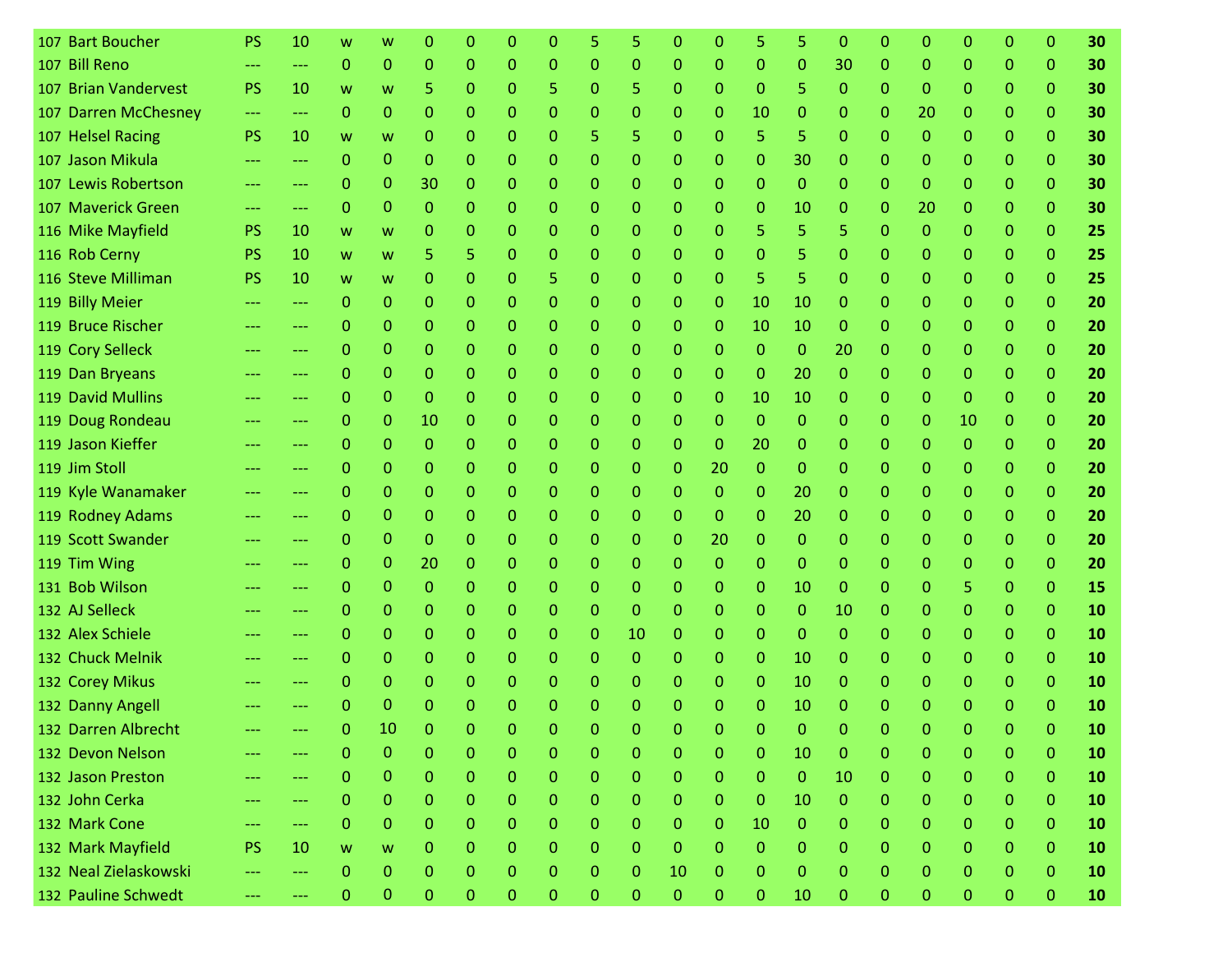| | | | | | | | | | | | | | | | | | | | | | | | |
|---|---|---|---|---|---|---|---|---|---|---|---|---|---|---|---|---|---|---|---|---|---|---|---|
| 107 | Bart Boucher | PS | 10 | w | w | 0 | 0 | 0 | 0 | 5 | 5 | 0 | 0 | 5 | 5 | 0 | 0 | 0 | 0 | 0 | 0 | **30** |
| 107 | Bill Reno | --- | --- | 0 | 0 | 0 | 0 | 0 | 0 | 0 | 0 | 0 | 0 | 0 | 0 | 30 | 0 | 0 | 0 | 0 | 0 | **30** |
| 107 | Brian Vandervest | PS | 10 | w | w | 5 | 0 | 0 | 5 | 0 | 5 | 0 | 0 | 0 | 5 | 0 | 0 | 0 | 0 | 0 | 0 | **30** |
| 107 | Darren McChesney | --- | --- | 0 | 0 | 0 | 0 | 0 | 0 | 0 | 0 | 0 | 0 | 10 | 0 | 0 | 0 | 20 | 0 | 0 | 0 | **30** |
| 107 | Helsel Racing | PS | 10 | w | w | 0 | 0 | 0 | 0 | 5 | 5 | 0 | 0 | 5 | 5 | 0 | 0 | 0 | 0 | 0 | 0 | **30** |
| 107 | Jason Mikula | --- | --- | 0 | 0 | 0 | 0 | 0 | 0 | 0 | 0 | 0 | 0 | 0 | 30 | 0 | 0 | 0 | 0 | 0 | 0 | **30** |
| 107 | Lewis Robertson | --- | --- | 0 | 0 | 30 | 0 | 0 | 0 | 0 | 0 | 0 | 0 | 0 | 0 | 0 | 0 | 0 | 0 | 0 | 0 | **30** |
| 107 | Maverick Green | --- | --- | 0 | 0 | 0 | 0 | 0 | 0 | 0 | 0 | 0 | 0 | 0 | 10 | 0 | 0 | 20 | 0 | 0 | 0 | **30** |
| 116 | Mike Mayfield | PS | 10 | w | w | 0 | 0 | 0 | 0 | 0 | 0 | 0 | 0 | 5 | 5 | 5 | 0 | 0 | 0 | 0 | 0 | **25** |
| 116 | Rob Cerny | PS | 10 | w | w | 5 | 5 | 0 | 0 | 0 | 0 | 0 | 0 | 0 | 5 | 0 | 0 | 0 | 0 | 0 | 0 | **25** |
| 116 | Steve Milliman | PS | 10 | w | w | 0 | 0 | 0 | 5 | 0 | 0 | 0 | 0 | 5 | 5 | 0 | 0 | 0 | 0 | 0 | 0 | **25** |
| 119 | Billy Meier | --- | --- | 0 | 0 | 0 | 0 | 0 | 0 | 0 | 0 | 0 | 0 | 10 | 10 | 0 | 0 | 0 | 0 | 0 | 0 | **20** |
| 119 | Bruce Rischer | --- | --- | 0 | 0 | 0 | 0 | 0 | 0 | 0 | 0 | 0 | 0 | 10 | 10 | 0 | 0 | 0 | 0 | 0 | 0 | **20** |
| 119 | Cory Selleck | --- | --- | 0 | 0 | 0 | 0 | 0 | 0 | 0 | 0 | 0 | 0 | 0 | 0 | 20 | 0 | 0 | 0 | 0 | 0 | **20** |
| 119 | Dan Bryeans | --- | --- | 0 | 0 | 0 | 0 | 0 | 0 | 0 | 0 | 0 | 0 | 0 | 20 | 0 | 0 | 0 | 0 | 0 | 0 | **20** |
| 119 | David Mullins | --- | --- | 0 | 0 | 0 | 0 | 0 | 0 | 0 | 0 | 0 | 0 | 10 | 10 | 0 | 0 | 0 | 0 | 0 | 0 | **20** |
| 119 | Doug Rondeau | --- | --- | 0 | 0 | 10 | 0 | 0 | 0 | 0 | 0 | 0 | 0 | 0 | 0 | 0 | 0 | 0 | 10 | 0 | 0 | **20** |
| 119 | Jason Kieffer | --- | --- | 0 | 0 | 0 | 0 | 0 | 0 | 0 | 0 | 0 | 0 | 20 | 0 | 0 | 0 | 0 | 0 | 0 | 0 | **20** |
| 119 | Jim Stoll | --- | --- | 0 | 0 | 0 | 0 | 0 | 0 | 0 | 0 | 0 | 20 | 0 | 0 | 0 | 0 | 0 | 0 | 0 | 0 | **20** |
| 119 | Kyle Wanamaker | --- | --- | 0 | 0 | 0 | 0 | 0 | 0 | 0 | 0 | 0 | 0 | 0 | 20 | 0 | 0 | 0 | 0 | 0 | 0 | **20** |
| 119 | Rodney Adams | --- | --- | 0 | 0 | 0 | 0 | 0 | 0 | 0 | 0 | 0 | 0 | 0 | 20 | 0 | 0 | 0 | 0 | 0 | 0 | **20** |
| 119 | Scott Swander | --- | --- | 0 | 0 | 0 | 0 | 0 | 0 | 0 | 0 | 0 | 20 | 0 | 0 | 0 | 0 | 0 | 0 | 0 | 0 | **20** |
| 119 | Tim Wing | --- | --- | 0 | 0 | 20 | 0 | 0 | 0 | 0 | 0 | 0 | 0 | 0 | 0 | 0 | 0 | 0 | 0 | 0 | 0 | **20** |
| 131 | Bob Wilson | --- | --- | 0 | 0 | 0 | 0 | 0 | 0 | 0 | 0 | 0 | 0 | 0 | 10 | 0 | 0 | 0 | 5 | 0 | 0 | **15** |
| 132 | AJ Selleck | --- | --- | 0 | 0 | 0 | 0 | 0 | 0 | 0 | 0 | 0 | 0 | 0 | 0 | 10 | 0 | 0 | 0 | 0 | 0 | **10** |
| 132 | Alex Schiele | --- | --- | 0 | 0 | 0 | 0 | 0 | 0 | 0 | 10 | 0 | 0 | 0 | 0 | 0 | 0 | 0 | 0 | 0 | 0 | **10** |
| 132 | Chuck Melnik | --- | --- | 0 | 0 | 0 | 0 | 0 | 0 | 0 | 0 | 0 | 0 | 0 | 10 | 0 | 0 | 0 | 0 | 0 | 0 | **10** |
| 132 | Corey Mikus | --- | --- | 0 | 0 | 0 | 0 | 0 | 0 | 0 | 0 | 0 | 0 | 0 | 10 | 0 | 0 | 0 | 0 | 0 | 0 | **10** |
| 132 | Danny Angell | --- | --- | 0 | 0 | 0 | 0 | 0 | 0 | 0 | 0 | 0 | 0 | 0 | 10 | 0 | 0 | 0 | 0 | 0 | 0 | **10** |
| 132 | Darren Albrecht | --- | --- | 0 | 10 | 0 | 0 | 0 | 0 | 0 | 0 | 0 | 0 | 0 | 0 | 0 | 0 | 0 | 0 | 0 | 0 | **10** |
| 132 | Devon Nelson | --- | --- | 0 | 0 | 0 | 0 | 0 | 0 | 0 | 0 | 0 | 0 | 0 | 10 | 0 | 0 | 0 | 0 | 0 | 0 | **10** |
| 132 | Jason Preston | --- | --- | 0 | 0 | 0 | 0 | 0 | 0 | 0 | 0 | 0 | 0 | 0 | 0 | 10 | 0 | 0 | 0 | 0 | 0 | **10** |
| 132 | John Cerka | --- | --- | 0 | 0 | 0 | 0 | 0 | 0 | 0 | 0 | 0 | 0 | 0 | 10 | 0 | 0 | 0 | 0 | 0 | 0 | **10** |
| 132 | Mark Cone | --- | --- | 0 | 0 | 0 | 0 | 0 | 0 | 0 | 0 | 0 | 0 | 10 | 0 | 0 | 0 | 0 | 0 | 0 | 0 | **10** |
| 132 | Mark Mayfield | PS | 10 | w | w | 0 | 0 | 0 | 0 | 0 | 0 | 0 | 0 | 0 | 0 | 0 | 0 | 0 | 0 | 0 | 0 | **10** |
| 132 | Neal Zielaskowski | --- | --- | 0 | 0 | 0 | 0 | 0 | 0 | 0 | 0 | 10 | 0 | 0 | 0 | 0 | 0 | 0 | 0 | 0 | 0 | **10** |
| 132 | Pauline Schwedt | --- | --- | 0 | 0 | 0 | 0 | 0 | 0 | 0 | 0 | 0 | 0 | 0 | 10 | 0 | 0 | 0 | 0 | 0 | 0 | **10** |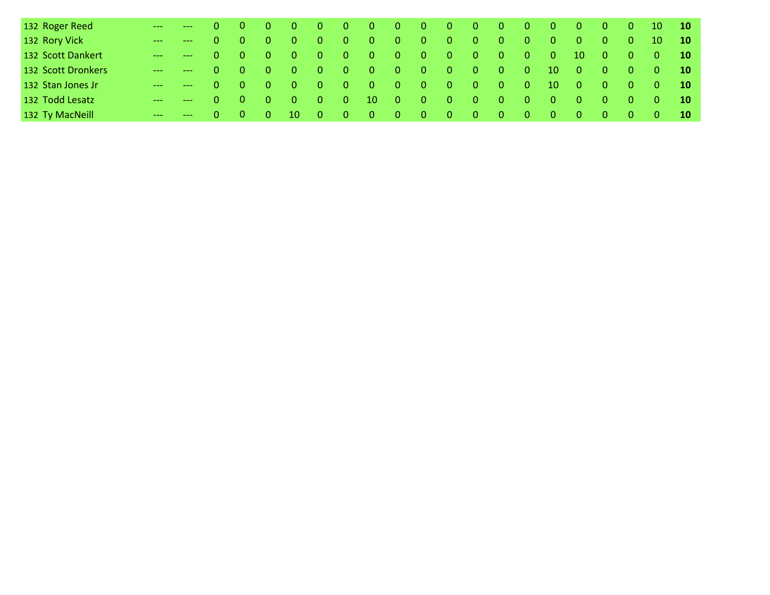| | | | | | | | | | | | | | | | | | | | | | | | |
|---|---|---|---|---|---|---|---|---|---|---|---|---|---|---|---|---|---|---|---|---|---|---|---|
| 132 | Roger Reed | --- | --- | 0 | 0 | 0 | 0 | 0 | 0 | 0 | 0 | 0 | 0 | 0 | 0 | 0 | 0 | 0 | 0 | 0 | 10 | **10** |
| 132 | Rory Vick | --- | --- | 0 | 0 | 0 | 0 | 0 | 0 | 0 | 0 | 0 | 0 | 0 | 0 | 0 | 0 | 0 | 0 | 0 | 10 | **10** |
| 132 | Scott Dankert | --- | --- | 0 | 0 | 0 | 0 | 0 | 0 | 0 | 0 | 0 | 0 | 0 | 0 | 0 | 0 | 10 | 0 | 0 | 0 | **10** |
| 132 | Scott Dronkers | --- | --- | 0 | 0 | 0 | 0 | 0 | 0 | 0 | 0 | 0 | 0 | 0 | 0 | 0 | 10 | 0 | 0 | 0 | 0 | **10** |
| 132 | Stan Jones Jr | --- | --- | 0 | 0 | 0 | 0 | 0 | 0 | 0 | 0 | 0 | 0 | 0 | 0 | 0 | 10 | 0 | 0 | 0 | 0 | **10** |
| 132 | Todd Lesatz | --- | --- | 0 | 0 | 0 | 0 | 0 | 0 | 10 | 0 | 0 | 0 | 0 | 0 | 0 | 0 | 0 | 0 | 0 | 0 | **10** |
| 132 | Ty MacNeill | --- | --- | 0 | 0 | 0 | 10 | 0 | 0 | 0 | 0 | 0 | 0 | 0 | 0 | 0 | 0 | 0 | 0 | 0 | 0 | **10** |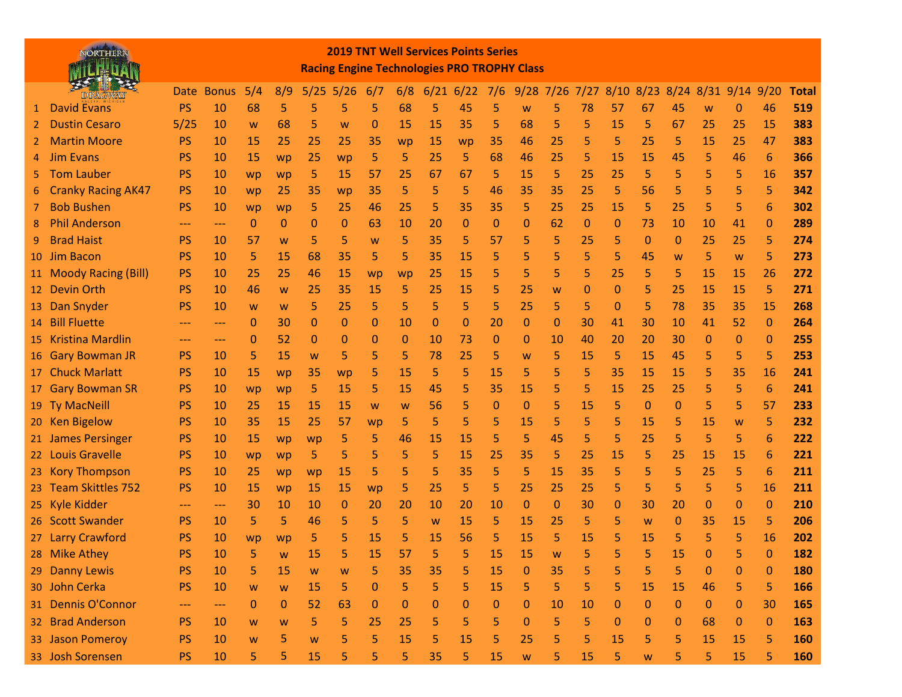# 2019 TNT Well Services Points Series

## Racing Engine Technologies PRO TROPHY Class

| | | Date | Bonus | 5/4 | 8/9 | 5/25 | 5/26 | 6/7 | 6/8 | 6/21 | 6/22 | 7/6 | 9/28 | 7/26 | 7/27 | 8/10 | 8/23 | 8/24 | 8/31 | 9/14 | 9/20 | Total |
|---|---|---|---|---|---|---|---|---|---|---|---|---|---|---|---|---|---|---|---|---|---|---|
| 1 | David Evans | PS | 10 | 68 | 5 | 5 | 5 | 5 | 68 | 5 | 45 | 5 | w | 5 | 78 | 57 | 67 | 45 | w | 0 | 46 | **519** |
| 2 | Dustin Cesaro | 5/25 | 10 | w | 68 | 5 | w | 0 | 15 | 15 | 35 | 5 | 68 | 5 | 5 | 15 | 5 | 67 | 25 | 25 | 15 | **383** |
| 2 | Martin Moore | PS | 10 | 15 | 25 | 25 | 25 | 35 | wp | 15 | wp | 35 | 46 | 25 | 5 | 5 | 25 | 5 | 15 | 25 | 47 | **383** |
| 4 | Jim Evans | PS | 10 | 15 | wp | 25 | wp | 5 | 5 | 25 | 5 | 68 | 46 | 25 | 5 | 15 | 15 | 45 | 5 | 46 | 6 | **366** |
| 5 | Tom Lauber | PS | 10 | wp | wp | 5 | 15 | 57 | 25 | 67 | 67 | 5 | 15 | 5 | 25 | 25 | 5 | 5 | 5 | 5 | 16 | **357** |
| 6 | Cranky Racing AK47 | PS | 10 | wp | 25 | 35 | wp | 35 | 5 | 5 | 5 | 46 | 35 | 35 | 25 | 5 | 56 | 5 | 5 | 5 | 5 | **342** |
| 7 | Bob Bushen | PS | 10 | wp | wp | 5 | 25 | 46 | 25 | 5 | 35 | 35 | 5 | 25 | 25 | 15 | 5 | 25 | 5 | 5 | 6 | **302** |
| 8 | Phil Anderson | --- | --- | 0 | 0 | 0 | 0 | 63 | 10 | 20 | 0 | 0 | 0 | 62 | 0 | 0 | 73 | 10 | 10 | 41 | 0 | **289** |
| 9 | Brad Haist | PS | 10 | 57 | w | 5 | 5 | w | 5 | 35 | 5 | 57 | 5 | 5 | 25 | 5 | 0 | 0 | 25 | 25 | 5 | **274** |
| 10 | Jim Bacon | PS | 10 | 5 | 15 | 68 | 35 | 5 | 5 | 35 | 15 | 5 | 5 | 5 | 5 | 5 | 45 | w | 5 | w | 5 | **273** |
| 11 | Moody Racing (Bill) | PS | 10 | 25 | 25 | 46 | 15 | wp | wp | 25 | 15 | 5 | 5 | 5 | 5 | 25 | 5 | 5 | 15 | 15 | 26 | **272** |
| 12 | Devin Orth | PS | 10 | 46 | w | 25 | 35 | 15 | 5 | 25 | 15 | 5 | 25 | w | 0 | 0 | 5 | 25 | 15 | 15 | 5 | **271** |
| 13 | Dan Snyder | PS | 10 | w | w | 5 | 25 | 5 | 5 | 5 | 5 | 5 | 25 | 5 | 5 | 0 | 5 | 78 | 35 | 35 | 15 | **268** |
| 14 | Bill Fluette | --- | --- | 0 | 30 | 0 | 0 | 0 | 10 | 0 | 0 | 20 | 0 | 0 | 30 | 41 | 30 | 10 | 41 | 52 | 0 | **264** |
| 15 | Kristina Mardlin | --- | --- | 0 | 52 | 0 | 0 | 0 | 0 | 10 | 73 | 0 | 0 | 10 | 40 | 20 | 20 | 30 | 0 | 0 | 0 | **255** |
| 16 | Gary Bowman JR | PS | 10 | 5 | 15 | w | 5 | 5 | 5 | 78 | 25 | 5 | w | 5 | 15 | 5 | 15 | 45 | 5 | 5 | 5 | **253** |
| 17 | Chuck Marlatt | PS | 10 | 15 | wp | 35 | wp | 5 | 15 | 5 | 5 | 15 | 5 | 5 | 5 | 35 | 15 | 15 | 5 | 35 | 16 | **241** |
| 17 | Gary Bowman SR | PS | 10 | wp | wp | 5 | 15 | 5 | 15 | 45 | 5 | 35 | 15 | 5 | 5 | 15 | 25 | 25 | 5 | 5 | 6 | **241** |
| 19 | Ty MacNeill | PS | 10 | 25 | 15 | 15 | 15 | w | w | 56 | 5 | 0 | 0 | 5 | 15 | 5 | 0 | 0 | 5 | 5 | 57 | **233** |
| 20 | Ken Bigelow | PS | 10 | 35 | 15 | 25 | 57 | wp | 5 | 5 | 5 | 5 | 15 | 5 | 5 | 5 | 15 | 5 | 15 | w | 5 | **232** |
| 21 | James Persinger | PS | 10 | 15 | wp | wp | 5 | 5 | 46 | 15 | 15 | 5 | 5 | 45 | 5 | 5 | 25 | 5 | 5 | 5 | 6 | **222** |
| 22 | Louis Gravelle | PS | 10 | wp | wp | 5 | 5 | 5 | 5 | 5 | 15 | 25 | 35 | 5 | 25 | 15 | 5 | 25 | 15 | 15 | 6 | **221** |
| 23 | Kory Thompson | PS | 10 | 25 | wp | wp | 15 | 5 | 5 | 5 | 35 | 5 | 5 | 15 | 35 | 5 | 5 | 5 | 25 | 5 | 6 | **211** |
| 23 | Team Skittles 752 | PS | 10 | 15 | wp | 15 | 15 | wp | 5 | 25 | 5 | 5 | 25 | 25 | 25 | 5 | 5 | 5 | 5 | 5 | 16 | **211** |
| 25 | Kyle Kidder | --- | --- | 30 | 10 | 10 | 0 | 20 | 20 | 10 | 20 | 10 | 0 | 0 | 30 | 0 | 30 | 20 | 0 | 0 | 0 | **210** |
| 26 | Scott Swander | PS | 10 | 5 | 5 | 46 | 5 | 5 | 5 | w | 15 | 5 | 15 | 25 | 5 | 5 | w | 0 | 35 | 15 | 5 | **206** |
| 27 | Larry Crawford | PS | 10 | wp | wp | 5 | 5 | 15 | 5 | 15 | 56 | 5 | 15 | 5 | 15 | 5 | 15 | 5 | 5 | 5 | 16 | **202** |
| 28 | Mike Athey | PS | 10 | 5 | w | 15 | 5 | 15 | 57 | 5 | 5 | 15 | 15 | w | 5 | 5 | 5 | 15 | 0 | 5 | 0 | **182** |
| 29 | Danny Lewis | PS | 10 | 5 | 15 | w | w | 5 | 35 | 35 | 5 | 15 | 0 | 35 | 5 | 5 | 5 | 5 | 0 | 0 | 0 | **180** |
| 30 | John Cerka | PS | 10 | w | w | 15 | 5 | 0 | 5 | 5 | 5 | 15 | 5 | 5 | 5 | 5 | 15 | 15 | 46 | 5 | 5 | **166** |
| 31 | Dennis O'Connor | --- | --- | 0 | 0 | 52 | 63 | 0 | 0 | 0 | 0 | 0 | 0 | 10 | 10 | 0 | 0 | 0 | 0 | 0 | 30 | **165** |
| 32 | Brad Anderson | PS | 10 | w | w | 5 | 5 | 25 | 25 | 5 | 5 | 5 | 0 | 5 | 5 | 0 | 0 | 0 | 68 | 0 | 0 | **163** |
| 33 | Jason Pomeroy | PS | 10 | w | 5 | w | 5 | 5 | 15 | 5 | 15 | 5 | 25 | 5 | 5 | 15 | 5 | 5 | 15 | 15 | 5 | **160** |
| 33 | Josh Sorensen | PS | 10 | 5 | 5 | 15 | 5 | 5 | 5 | 35 | 5 | 15 | w | 5 | 15 | 5 | w | 5 | 5 | 15 | 5 | **160** |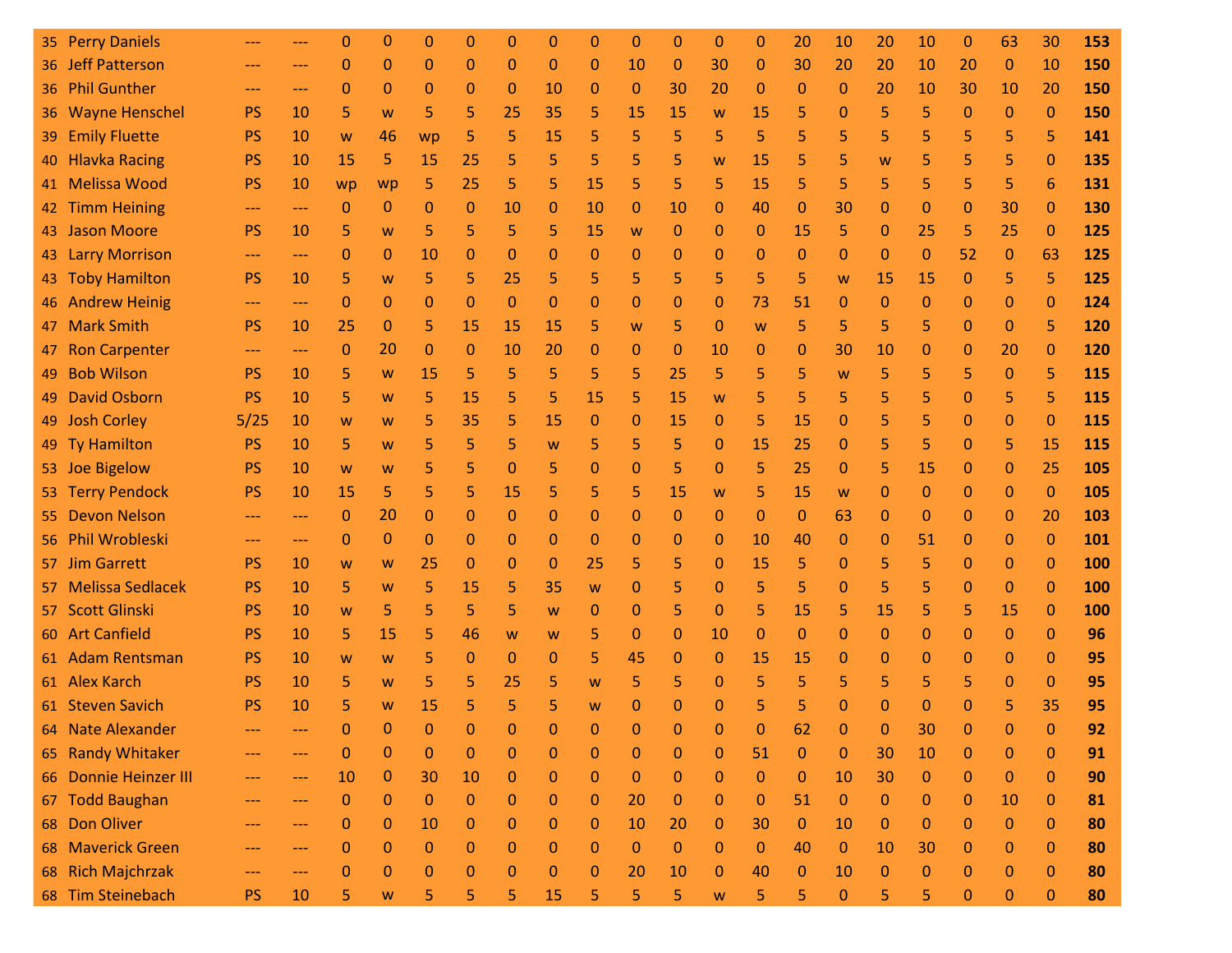| | | | | | | | | | | | | | | | | | | | | | | | |
|---|---|---|---|---|---|---|---|---|---|---|---|---|---|---|---|---|---|---|---|---|---|---|---|
| 35 | Perry Daniels | --- | --- | 0 | 0 | 0 | 0 | 0 | 0 | 0 | 0 | 0 | 0 | 0 | 20 | 10 | 20 | 10 | 0 | 63 | 30 | **153** |
| 36 | Jeff Patterson | --- | --- | 0 | 0 | 0 | 0 | 0 | 0 | 0 | 10 | 0 | 30 | 0 | 30 | 20 | 20 | 10 | 20 | 0 | 10 | **150** |
| 36 | Phil Gunther | --- | --- | 0 | 0 | 0 | 0 | 0 | 10 | 0 | 0 | 30 | 20 | 0 | 0 | 0 | 20 | 10 | 30 | 10 | 20 | **150** |
| 36 | Wayne Henschel | PS | 10 | 5 | w | 5 | 5 | 25 | 35 | 5 | 15 | 15 | w | 15 | 5 | 0 | 5 | 5 | 0 | 0 | 0 | **150** |
| 39 | Emily Fluette | PS | 10 | w | 46 | wp | 5 | 5 | 15 | 5 | 5 | 5 | 5 | 5 | 5 | 5 | 5 | 5 | 5 | 5 | 5 | **141** |
| 40 | Hlavka Racing | PS | 10 | 15 | 5 | 15 | 25 | 5 | 5 | 5 | 5 | 5 | w | 15 | 5 | 5 | w | 5 | 5 | 5 | 0 | **135** |
| 41 | Melissa Wood | PS | 10 | wp | wp | 5 | 25 | 5 | 5 | 15 | 5 | 5 | 5 | 15 | 5 | 5 | 5 | 5 | 5 | 5 | 6 | **131** |
| 42 | Timm Heining | --- | --- | 0 | 0 | 0 | 0 | 10 | 0 | 10 | 0 | 10 | 0 | 40 | 0 | 30 | 0 | 0 | 0 | 30 | 0 | **130** |
| 43 | Jason Moore | PS | 10 | 5 | w | 5 | 5 | 5 | 5 | 15 | w | 0 | 0 | 0 | 15 | 5 | 0 | 25 | 5 | 25 | 0 | **125** |
| 43 | Larry Morrison | --- | --- | 0 | 0 | 10 | 0 | 0 | 0 | 0 | 0 | 0 | 0 | 0 | 0 | 0 | 0 | 0 | 52 | 0 | 63 | **125** |
| 43 | Toby Hamilton | PS | 10 | 5 | w | 5 | 5 | 25 | 5 | 5 | 5 | 5 | 5 | 5 | 5 | w | 15 | 15 | 0 | 5 | 5 | **125** |
| 46 | Andrew Heinig | --- | --- | 0 | 0 | 0 | 0 | 0 | 0 | 0 | 0 | 0 | 0 | 73 | 51 | 0 | 0 | 0 | 0 | 0 | 0 | **124** |
| 47 | Mark Smith | PS | 10 | 25 | 0 | 5 | 15 | 15 | 15 | 5 | w | 5 | 0 | w | 5 | 5 | 5 | 5 | 0 | 0 | 5 | **120** |
| 47 | Ron Carpenter | --- | --- | 0 | 20 | 0 | 0 | 10 | 20 | 0 | 0 | 0 | 10 | 0 | 0 | 30 | 10 | 0 | 0 | 20 | 0 | **120** |
| 49 | Bob Wilson | PS | 10 | 5 | w | 15 | 5 | 5 | 5 | 5 | 5 | 25 | 5 | 5 | 5 | w | 5 | 5 | 5 | 0 | 5 | **115** |
| 49 | David Osborn | PS | 10 | 5 | w | 5 | 15 | 5 | 5 | 15 | 5 | 15 | w | 5 | 5 | 5 | 5 | 5 | 0 | 5 | 5 | **115** |
| 49 | Josh Corley | 5/25 | 10 | w | w | 5 | 35 | 5 | 15 | 0 | 0 | 15 | 0 | 5 | 15 | 0 | 5 | 5 | 0 | 0 | 0 | **115** |
| 49 | Ty Hamilton | PS | 10 | 5 | w | 5 | 5 | 5 | w | 5 | 5 | 5 | 0 | 15 | 25 | 0 | 5 | 5 | 0 | 5 | 15 | **115** |
| 53 | Joe Bigelow | PS | 10 | w | w | 5 | 5 | 0 | 5 | 0 | 0 | 5 | 0 | 5 | 25 | 0 | 5 | 15 | 0 | 0 | 25 | **105** |
| 53 | Terry Pendock | PS | 10 | 15 | 5 | 5 | 5 | 15 | 5 | 5 | 5 | 15 | w | 5 | 15 | w | 0 | 0 | 0 | 0 | 0 | **105** |
| 55 | Devon Nelson | --- | --- | 0 | 20 | 0 | 0 | 0 | 0 | 0 | 0 | 0 | 0 | 0 | 0 | 63 | 0 | 0 | 0 | 0 | 20 | **103** |
| 56 | Phil Wrobleski | --- | --- | 0 | 0 | 0 | 0 | 0 | 0 | 0 | 0 | 0 | 0 | 10 | 40 | 0 | 0 | 51 | 0 | 0 | 0 | **101** |
| 57 | Jim Garrett | PS | 10 | w | w | 25 | 0 | 0 | 0 | 25 | 5 | 5 | 0 | 15 | 5 | 0 | 5 | 5 | 0 | 0 | 0 | **100** |
| 57 | Melissa Sedlacek | PS | 10 | 5 | w | 5 | 15 | 5 | 35 | w | 0 | 5 | 0 | 5 | 5 | 0 | 5 | 5 | 0 | 0 | 0 | **100** |
| 57 | Scott Glinski | PS | 10 | w | 5 | 5 | 5 | 5 | w | 0 | 0 | 5 | 0 | 5 | 15 | 5 | 15 | 5 | 5 | 15 | 0 | **100** |
| 60 | Art Canfield | PS | 10 | 5 | 15 | 5 | 46 | w | w | 5 | 0 | 0 | 10 | 0 | 0 | 0 | 0 | 0 | 0 | 0 | 0 | **96** |
| 61 | Adam Rentsman | PS | 10 | w | w | 5 | 0 | 0 | 0 | 5 | 45 | 0 | 0 | 15 | 15 | 0 | 0 | 0 | 0 | 0 | 0 | **95** |
| 61 | Alex Karch | PS | 10 | 5 | w | 5 | 5 | 25 | 5 | w | 5 | 5 | 0 | 5 | 5 | 5 | 5 | 5 | 5 | 0 | 0 | **95** |
| 61 | Steven Savich | PS | 10 | 5 | w | 15 | 5 | 5 | 5 | w | 0 | 0 | 0 | 5 | 5 | 0 | 0 | 0 | 0 | 5 | 35 | **95** |
| 64 | Nate Alexander | --- | --- | 0 | 0 | 0 | 0 | 0 | 0 | 0 | 0 | 0 | 0 | 0 | 62 | 0 | 0 | 30 | 0 | 0 | 0 | **92** |
| 65 | Randy Whitaker | --- | --- | 0 | 0 | 0 | 0 | 0 | 0 | 0 | 0 | 0 | 0 | 51 | 0 | 0 | 30 | 10 | 0 | 0 | 0 | **91** |
| 66 | Donnie Heinzer III | --- | --- | 10 | 0 | 30 | 10 | 0 | 0 | 0 | 0 | 0 | 0 | 0 | 0 | 10 | 30 | 0 | 0 | 0 | 0 | **90** |
| 67 | Todd Baughan | --- | --- | 0 | 0 | 0 | 0 | 0 | 0 | 0 | 20 | 0 | 0 | 0 | 51 | 0 | 0 | 0 | 0 | 10 | 0 | **81** |
| 68 | Don Oliver | --- | --- | 0 | 0 | 10 | 0 | 0 | 0 | 0 | 10 | 20 | 0 | 30 | 0 | 10 | 0 | 0 | 0 | 0 | 0 | **80** |
| 68 | Maverick Green | --- | --- | 0 | 0 | 0 | 0 | 0 | 0 | 0 | 0 | 0 | 0 | 0 | 40 | 0 | 10 | 30 | 0 | 0 | 0 | **80** |
| 68 | Rich Majchrzak | --- | --- | 0 | 0 | 0 | 0 | 0 | 0 | 0 | 20 | 10 | 0 | 40 | 0 | 10 | 0 | 0 | 0 | 0 | 0 | **80** |
| 68 | Tim Steinebach | PS | 10 | 5 | w | 5 | 5 | 5 | 15 | 5 | 5 | 5 | w | 5 | 5 | 0 | 5 | 5 | 0 | 0 | 0 | **80** |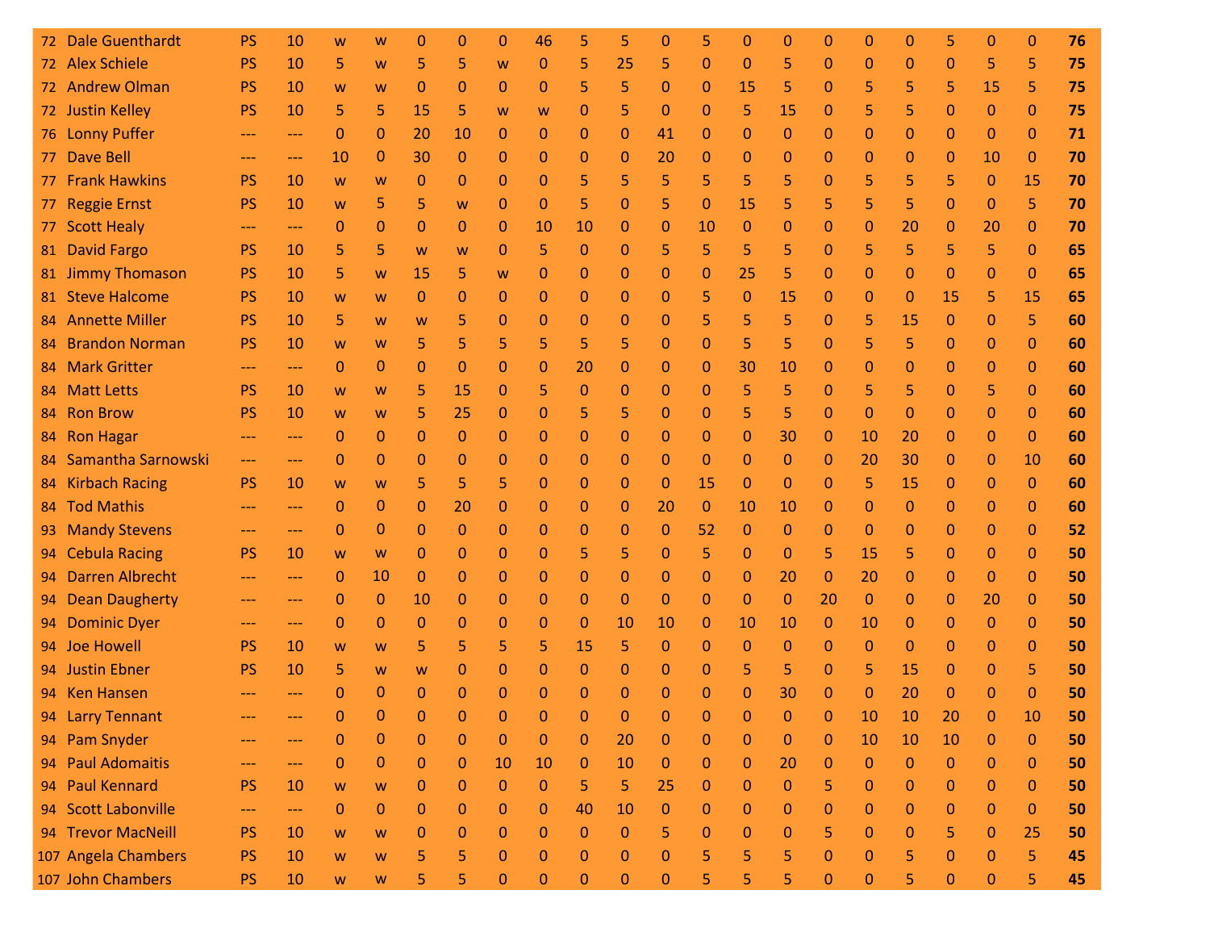| 72 | Dale Guenthardt | PS | 10 | w | w | 0 | 0 | 0 | 46 | 5 | 5 | 0 | 5 | 0 | 0 | 0 | 0 | 0 | 5 | 0 | 0 | 76 |
|---|---|---|---|---|---|---|---|---|---|---|---|---|---|---|---|---|---|---|---|---|---|---|
| 72 | Alex Schiele | PS | 10 | 5 | w | 5 | 5 | w | 0 | 5 | 25 | 5 | 0 | 0 | 5 | 0 | 0 | 0 | 0 | 5 | 5 | 75 |
| 72 | Andrew Olman | PS | 10 | w | w | 0 | 0 | 0 | 0 | 5 | 5 | 0 | 0 | 15 | 5 | 0 | 5 | 5 | 5 | 15 | 5 | 75 |
| 72 | Justin Kelley | PS | 10 | 5 | 5 | 15 | 5 | w | w | 0 | 5 | 0 | 0 | 5 | 15 | 0 | 5 | 5 | 0 | 0 | 0 | 75 |
| 76 | Lonny Puffer | --- | --- | 0 | 0 | 20 | 10 | 0 | 0 | 0 | 0 | 41 | 0 | 0 | 0 | 0 | 0 | 0 | 0 | 0 | 0 | 71 |
| 77 | Dave Bell | --- | --- | 10 | 0 | 30 | 0 | 0 | 0 | 0 | 0 | 20 | 0 | 0 | 0 | 0 | 0 | 0 | 0 | 10 | 0 | 70 |
| 77 | Frank Hawkins | PS | 10 | w | w | 0 | 0 | 0 | 0 | 5 | 5 | 5 | 5 | 5 | 5 | 0 | 5 | 5 | 5 | 0 | 15 | 70 |
| 77 | Reggie Ernst | PS | 10 | w | 5 | 5 | w | 0 | 0 | 5 | 0 | 5 | 0 | 15 | 5 | 5 | 5 | 5 | 0 | 0 | 5 | 70 |
| 77 | Scott Healy | --- | --- | 0 | 0 | 0 | 0 | 0 | 10 | 10 | 0 | 0 | 10 | 0 | 0 | 0 | 0 | 20 | 0 | 20 | 0 | 70 |
| 81 | David Fargo | PS | 10 | 5 | 5 | w | w | 0 | 5 | 0 | 0 | 5 | 5 | 5 | 5 | 0 | 5 | 5 | 5 | 5 | 0 | 65 |
| 81 | Jimmy Thomason | PS | 10 | 5 | w | 15 | 5 | w | 0 | 0 | 0 | 0 | 0 | 25 | 5 | 0 | 0 | 0 | 0 | 0 | 0 | 65 |
| 81 | Steve Halcome | PS | 10 | w | w | 0 | 0 | 0 | 0 | 0 | 0 | 0 | 5 | 0 | 15 | 0 | 0 | 0 | 15 | 5 | 15 | 65 |
| 84 | Annette Miller | PS | 10 | 5 | w | w | 5 | 0 | 0 | 0 | 0 | 0 | 5 | 5 | 5 | 0 | 5 | 15 | 0 | 0 | 5 | 60 |
| 84 | Brandon Norman | PS | 10 | w | w | 5 | 5 | 5 | 5 | 5 | 5 | 0 | 0 | 5 | 5 | 0 | 5 | 5 | 0 | 0 | 0 | 60 |
| 84 | Mark Gritter | --- | --- | 0 | 0 | 0 | 0 | 0 | 0 | 20 | 0 | 0 | 0 | 30 | 10 | 0 | 0 | 0 | 0 | 0 | 0 | 60 |
| 84 | Matt Letts | PS | 10 | w | w | 5 | 15 | 0 | 5 | 0 | 0 | 0 | 0 | 5 | 5 | 0 | 5 | 5 | 0 | 5 | 0 | 60 |
| 84 | Ron Brow | PS | 10 | w | w | 5 | 25 | 0 | 0 | 5 | 5 | 0 | 0 | 5 | 5 | 0 | 0 | 0 | 0 | 0 | 0 | 60 |
| 84 | Ron Hagar | --- | --- | 0 | 0 | 0 | 0 | 0 | 0 | 0 | 0 | 0 | 0 | 0 | 30 | 0 | 10 | 20 | 0 | 0 | 0 | 60 |
| 84 | Samantha Sarnowski | --- | --- | 0 | 0 | 0 | 0 | 0 | 0 | 0 | 0 | 0 | 0 | 0 | 0 | 0 | 20 | 30 | 0 | 0 | 10 | 60 |
| 84 | Kirbach Racing | PS | 10 | w | w | 5 | 5 | 5 | 0 | 0 | 0 | 0 | 15 | 0 | 0 | 0 | 5 | 15 | 0 | 0 | 0 | 60 |
| 84 | Tod Mathis | --- | --- | 0 | 0 | 0 | 20 | 0 | 0 | 0 | 0 | 20 | 0 | 10 | 10 | 0 | 0 | 0 | 0 | 0 | 0 | 60 |
| 93 | Mandy Stevens | --- | --- | 0 | 0 | 0 | 0 | 0 | 0 | 0 | 0 | 0 | 52 | 0 | 0 | 0 | 0 | 0 | 0 | 0 | 0 | 52 |
| 94 | Cebula Racing | PS | 10 | w | w | 0 | 0 | 0 | 0 | 5 | 5 | 0 | 5 | 0 | 0 | 5 | 15 | 5 | 0 | 0 | 0 | 50 |
| 94 | Darren Albrecht | --- | --- | 0 | 10 | 0 | 0 | 0 | 0 | 0 | 0 | 0 | 0 | 0 | 20 | 0 | 20 | 0 | 0 | 0 | 0 | 50 |
| 94 | Dean Daugherty | --- | --- | 0 | 0 | 10 | 0 | 0 | 0 | 0 | 0 | 0 | 0 | 0 | 0 | 20 | 0 | 0 | 0 | 20 | 0 | 50 |
| 94 | Dominic Dyer | --- | --- | 0 | 0 | 0 | 0 | 0 | 0 | 0 | 10 | 10 | 0 | 10 | 10 | 0 | 10 | 0 | 0 | 0 | 0 | 50 |
| 94 | Joe Howell | PS | 10 | w | w | 5 | 5 | 5 | 5 | 15 | 5 | 0 | 0 | 0 | 0 | 0 | 0 | 0 | 0 | 0 | 0 | 50 |
| 94 | Justin Ebner | PS | 10 | 5 | w | w | 0 | 0 | 0 | 0 | 0 | 0 | 0 | 5 | 5 | 0 | 5 | 15 | 0 | 0 | 5 | 50 |
| 94 | Ken Hansen | --- | --- | 0 | 0 | 0 | 0 | 0 | 0 | 0 | 0 | 0 | 0 | 0 | 30 | 0 | 0 | 20 | 0 | 0 | 0 | 50 |
| 94 | Larry Tennant | --- | --- | 0 | 0 | 0 | 0 | 0 | 0 | 0 | 0 | 0 | 0 | 0 | 0 | 0 | 10 | 10 | 20 | 0 | 10 | 50 |
| 94 | Pam Snyder | --- | --- | 0 | 0 | 0 | 0 | 0 | 0 | 0 | 20 | 0 | 0 | 0 | 0 | 0 | 10 | 10 | 10 | 0 | 0 | 50 |
| 94 | Paul Adomaitis | --- | --- | 0 | 0 | 0 | 0 | 10 | 10 | 0 | 10 | 0 | 0 | 0 | 20 | 0 | 0 | 0 | 0 | 0 | 0 | 50 |
| 94 | Paul Kennard | PS | 10 | w | w | 0 | 0 | 0 | 0 | 5 | 5 | 25 | 0 | 0 | 0 | 5 | 0 | 0 | 0 | 0 | 0 | 50 |
| 94 | Scott Labonville | --- | --- | 0 | 0 | 0 | 0 | 0 | 0 | 40 | 10 | 0 | 0 | 0 | 0 | 0 | 0 | 0 | 0 | 0 | 0 | 50 |
| 94 | Trevor MacNeill | PS | 10 | w | w | 0 | 0 | 0 | 0 | 0 | 0 | 5 | 0 | 0 | 0 | 5 | 0 | 0 | 5 | 0 | 25 | 50 |
| 107 | Angela Chambers | PS | 10 | w | w | 5 | 5 | 0 | 0 | 0 | 0 | 0 | 5 | 5 | 5 | 0 | 0 | 5 | 0 | 0 | 5 | 45 |
| 107 | John Chambers | PS | 10 | w | w | 5 | 5 | 0 | 0 | 0 | 0 | 0 | 5 | 5 | 5 | 0 | 0 | 5 | 0 | 0 | 5 | 45 |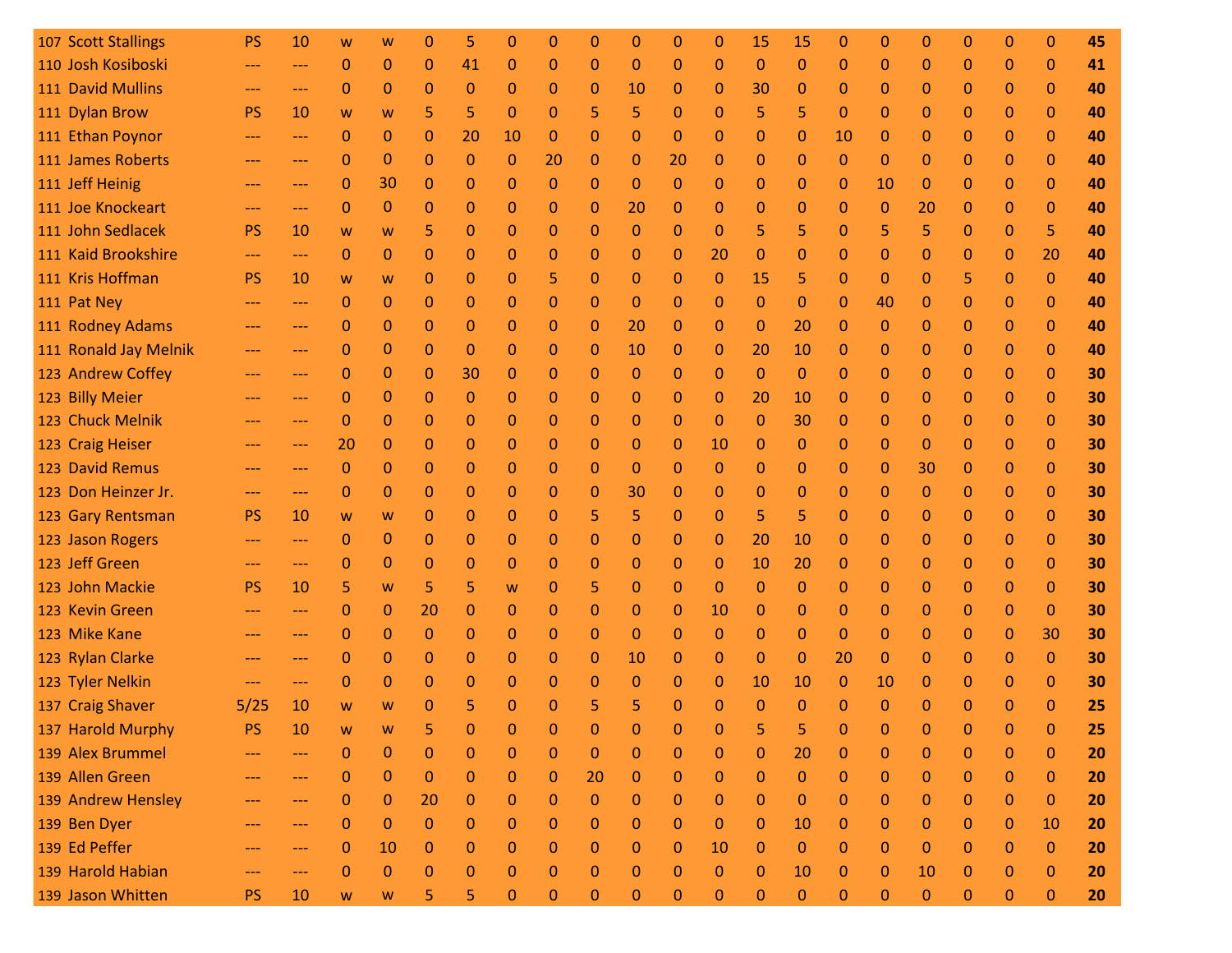| | | | | | | | | | | | | | | | | | | | | | | | |
|---|---|---|---|---|---|---|---|---|---|---|---|---|---|---|---|---|---|---|---|---|---|---|---|
| 107 | Scott Stallings | PS | 10 | w | w | 0 | 5 | 0 | 0 | 0 | 0 | 0 | 0 | 15 | 15 | 0 | 0 | 0 | 0 | 0 | 0 | 45 |
| 110 | Josh Kosiboski | --- | --- | 0 | 0 | 0 | 41 | 0 | 0 | 0 | 0 | 0 | 0 | 0 | 0 | 0 | 0 | 0 | 0 | 0 | 0 | 41 |
| 111 | David Mullins | --- | --- | 0 | 0 | 0 | 0 | 0 | 0 | 0 | 10 | 0 | 0 | 30 | 0 | 0 | 0 | 0 | 0 | 0 | 0 | 40 |
| 111 | Dylan Brow | PS | 10 | w | w | 5 | 5 | 0 | 0 | 5 | 5 | 0 | 0 | 5 | 5 | 0 | 0 | 0 | 0 | 0 | 0 | 40 |
| 111 | Ethan Poynor | --- | --- | 0 | 0 | 0 | 20 | 10 | 0 | 0 | 0 | 0 | 0 | 0 | 0 | 10 | 0 | 0 | 0 | 0 | 0 | 40 |
| 111 | James Roberts | --- | --- | 0 | 0 | 0 | 0 | 0 | 20 | 0 | 0 | 20 | 0 | 0 | 0 | 0 | 0 | 0 | 0 | 0 | 0 | 40 |
| 111 | Jeff Heinig | --- | --- | 0 | 30 | 0 | 0 | 0 | 0 | 0 | 0 | 0 | 0 | 0 | 0 | 0 | 10 | 0 | 0 | 0 | 0 | 40 |
| 111 | Joe Knockeart | --- | --- | 0 | 0 | 0 | 0 | 0 | 0 | 0 | 20 | 0 | 0 | 0 | 0 | 0 | 0 | 20 | 0 | 0 | 0 | 40 |
| 111 | John Sedlacek | PS | 10 | w | w | 5 | 0 | 0 | 0 | 0 | 0 | 0 | 0 | 5 | 5 | 0 | 5 | 5 | 0 | 0 | 5 | 40 |
| 111 | Kaid Brookshire | --- | --- | 0 | 0 | 0 | 0 | 0 | 0 | 0 | 0 | 0 | 20 | 0 | 0 | 0 | 0 | 0 | 0 | 0 | 20 | 40 |
| 111 | Kris Hoffman | PS | 10 | w | w | 0 | 0 | 0 | 5 | 0 | 0 | 0 | 0 | 15 | 5 | 0 | 0 | 0 | 5 | 0 | 0 | 40 |
| 111 | Pat Ney | --- | --- | 0 | 0 | 0 | 0 | 0 | 0 | 0 | 0 | 0 | 0 | 0 | 0 | 0 | 40 | 0 | 0 | 0 | 0 | 40 |
| 111 | Rodney Adams | --- | --- | 0 | 0 | 0 | 0 | 0 | 0 | 0 | 20 | 0 | 0 | 0 | 20 | 0 | 0 | 0 | 0 | 0 | 0 | 40 |
| 111 | Ronald Jay Melnik | --- | --- | 0 | 0 | 0 | 0 | 0 | 0 | 0 | 10 | 0 | 0 | 20 | 10 | 0 | 0 | 0 | 0 | 0 | 0 | 40 |
| 123 | Andrew Coffey | --- | --- | 0 | 0 | 0 | 30 | 0 | 0 | 0 | 0 | 0 | 0 | 0 | 0 | 0 | 0 | 0 | 0 | 0 | 0 | 30 |
| 123 | Billy Meier | --- | --- | 0 | 0 | 0 | 0 | 0 | 0 | 0 | 0 | 0 | 0 | 20 | 10 | 0 | 0 | 0 | 0 | 0 | 0 | 30 |
| 123 | Chuck Melnik | --- | --- | 0 | 0 | 0 | 0 | 0 | 0 | 0 | 0 | 0 | 0 | 0 | 30 | 0 | 0 | 0 | 0 | 0 | 0 | 30 |
| 123 | Craig Heiser | --- | --- | 20 | 0 | 0 | 0 | 0 | 0 | 0 | 0 | 0 | 10 | 0 | 0 | 0 | 0 | 0 | 0 | 0 | 0 | 30 |
| 123 | David Remus | --- | --- | 0 | 0 | 0 | 0 | 0 | 0 | 0 | 0 | 0 | 0 | 0 | 0 | 0 | 0 | 30 | 0 | 0 | 0 | 30 |
| 123 | Don Heinzer Jr. | --- | --- | 0 | 0 | 0 | 0 | 0 | 0 | 0 | 30 | 0 | 0 | 0 | 0 | 0 | 0 | 0 | 0 | 0 | 0 | 30 |
| 123 | Gary Rentsman | PS | 10 | w | w | 0 | 0 | 0 | 0 | 5 | 5 | 0 | 0 | 5 | 5 | 0 | 0 | 0 | 0 | 0 | 0 | 30 |
| 123 | Jason Rogers | --- | --- | 0 | 0 | 0 | 0 | 0 | 0 | 0 | 0 | 0 | 0 | 20 | 10 | 0 | 0 | 0 | 0 | 0 | 0 | 30 |
| 123 | Jeff Green | --- | --- | 0 | 0 | 0 | 0 | 0 | 0 | 0 | 0 | 0 | 0 | 10 | 20 | 0 | 0 | 0 | 0 | 0 | 0 | 30 |
| 123 | John Mackie | PS | 10 | 5 | w | 5 | 5 | w | 0 | 5 | 0 | 0 | 0 | 0 | 0 | 0 | 0 | 0 | 0 | 0 | 0 | 30 |
| 123 | Kevin Green | --- | --- | 0 | 0 | 20 | 0 | 0 | 0 | 0 | 0 | 0 | 10 | 0 | 0 | 0 | 0 | 0 | 0 | 0 | 0 | 30 |
| 123 | Mike Kane | --- | --- | 0 | 0 | 0 | 0 | 0 | 0 | 0 | 0 | 0 | 0 | 0 | 0 | 0 | 0 | 0 | 0 | 0 | 30 | 30 |
| 123 | Rylan Clarke | --- | --- | 0 | 0 | 0 | 0 | 0 | 0 | 0 | 10 | 0 | 0 | 0 | 0 | 20 | 0 | 0 | 0 | 0 | 0 | 30 |
| 123 | Tyler Nelkin | --- | --- | 0 | 0 | 0 | 0 | 0 | 0 | 0 | 0 | 0 | 0 | 10 | 10 | 0 | 10 | 0 | 0 | 0 | 0 | 30 |
| 137 | Craig Shaver | 5/25 | 10 | w | w | 0 | 5 | 0 | 0 | 5 | 5 | 0 | 0 | 0 | 0 | 0 | 0 | 0 | 0 | 0 | 0 | 25 |
| 137 | Harold Murphy | PS | 10 | w | w | 5 | 0 | 0 | 0 | 0 | 0 | 0 | 0 | 5 | 5 | 0 | 0 | 0 | 0 | 0 | 0 | 25 |
| 139 | Alex Brummel | --- | --- | 0 | 0 | 0 | 0 | 0 | 0 | 0 | 0 | 0 | 0 | 0 | 20 | 0 | 0 | 0 | 0 | 0 | 0 | 20 |
| 139 | Allen Green | --- | --- | 0 | 0 | 0 | 0 | 0 | 0 | 20 | 0 | 0 | 0 | 0 | 0 | 0 | 0 | 0 | 0 | 0 | 0 | 20 |
| 139 | Andrew Hensley | --- | --- | 0 | 0 | 20 | 0 | 0 | 0 | 0 | 0 | 0 | 0 | 0 | 0 | 0 | 0 | 0 | 0 | 0 | 0 | 20 |
| 139 | Ben Dyer | --- | --- | 0 | 0 | 0 | 0 | 0 | 0 | 0 | 0 | 0 | 0 | 0 | 10 | 0 | 0 | 0 | 0 | 0 | 10 | 20 |
| 139 | Ed Peffer | --- | --- | 0 | 10 | 0 | 0 | 0 | 0 | 0 | 0 | 0 | 10 | 0 | 0 | 0 | 0 | 0 | 0 | 0 | 0 | 20 |
| 139 | Harold Habian | --- | --- | 0 | 0 | 0 | 0 | 0 | 0 | 0 | 0 | 0 | 0 | 0 | 10 | 0 | 0 | 10 | 0 | 0 | 0 | 20 |
| 139 | Jason Whitten | PS | 10 | w | w | 5 | 5 | 0 | 0 | 0 | 0 | 0 | 0 | 0 | 0 | 0 | 0 | 0 | 0 | 0 | 0 | 20 |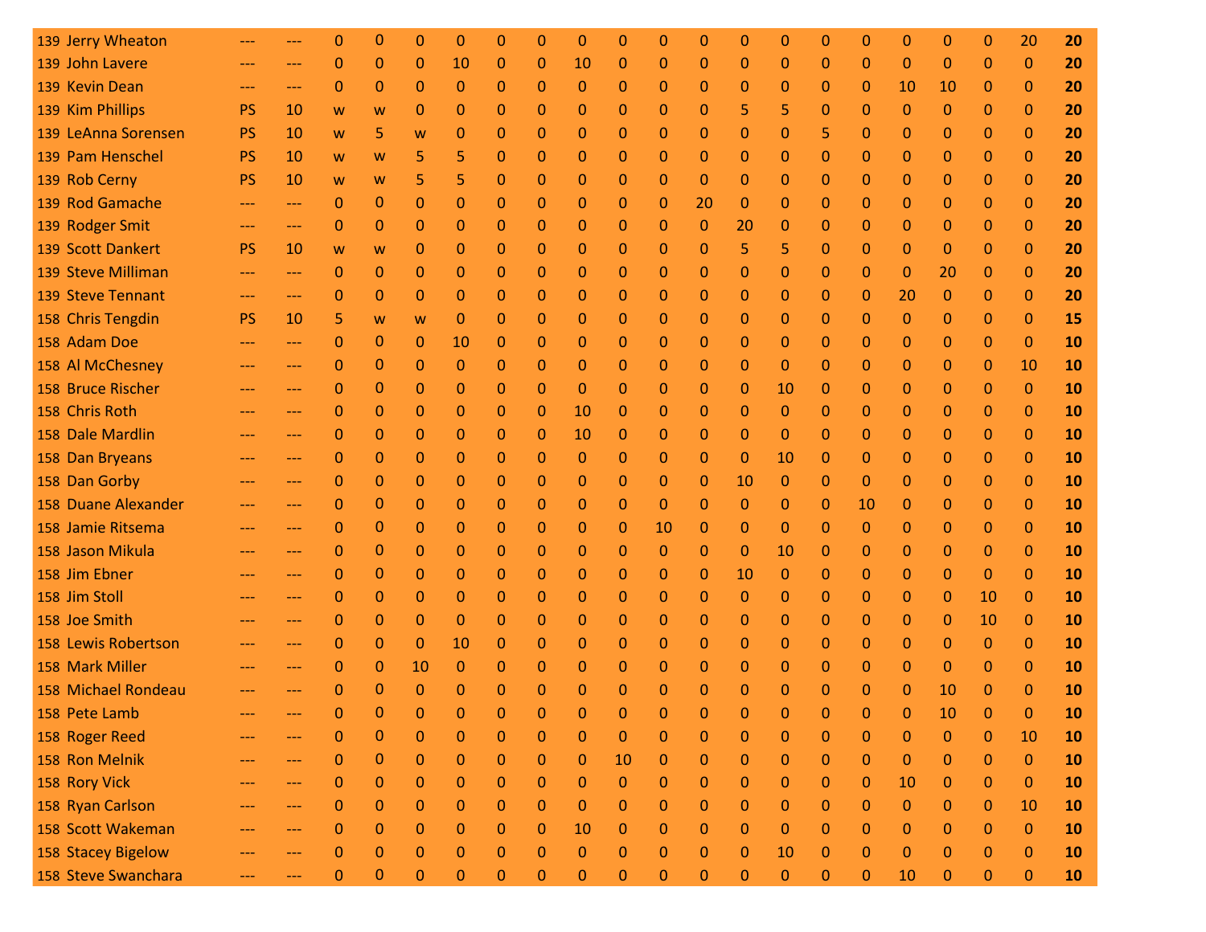| 139 | Jerry Wheaton | --- | --- | 0 | 0 | 0 | 0 | 0 | 0 | 0 | 0 | 0 | 0 | 0 | 0 | 0 | 0 | 0 | 0 | 0 | 20 | 20 |
|---|---|---|---|---|---|---|---|---|---|---|---|---|---|---|---|---|---|---|---|---|---|---|
| 139 | John Lavere | --- | --- | 0 | 0 | 0 | 10 | 0 | 0 | 10 | 0 | 0 | 0 | 0 | 0 | 0 | 0 | 0 | 0 | 0 | 0 | **20** |
| 139 | Kevin Dean | --- | --- | 0 | 0 | 0 | 0 | 0 | 0 | 0 | 0 | 0 | 0 | 0 | 0 | 0 | 0 | 10 | 10 | 0 | 0 | **20** |
| 139 | Kim Phillips | PS | 10 | w | w | 0 | 0 | 0 | 0 | 0 | 0 | 0 | 0 | 5 | 5 | 0 | 0 | 0 | 0 | 0 | 0 | **20** |
| 139 | LeAnna Sorensen | PS | 10 | w | 5 | w | 0 | 0 | 0 | 0 | 0 | 0 | 0 | 0 | 0 | 5 | 0 | 0 | 0 | 0 | 0 | **20** |
| 139 | Pam Henschel | PS | 10 | w | w | 5 | 5 | 0 | 0 | 0 | 0 | 0 | 0 | 0 | 0 | 0 | 0 | 0 | 0 | 0 | 0 | **20** |
| 139 | Rob Cerny | PS | 10 | w | w | 5 | 5 | 0 | 0 | 0 | 0 | 0 | 0 | 0 | 0 | 0 | 0 | 0 | 0 | 0 | 0 | **20** |
| 139 | Rod Gamache | --- | --- | 0 | 0 | 0 | 0 | 0 | 0 | 0 | 0 | 0 | 20 | 0 | 0 | 0 | 0 | 0 | 0 | 0 | 0 | **20** |
| 139 | Rodger Smit | --- | --- | 0 | 0 | 0 | 0 | 0 | 0 | 0 | 0 | 0 | 0 | 20 | 0 | 0 | 0 | 0 | 0 | 0 | 0 | **20** |
| 139 | Scott Dankert | PS | 10 | w | w | 0 | 0 | 0 | 0 | 0 | 0 | 0 | 0 | 5 | 5 | 0 | 0 | 0 | 0 | 0 | 0 | **20** |
| 139 | Steve Milliman | --- | --- | 0 | 0 | 0 | 0 | 0 | 0 | 0 | 0 | 0 | 0 | 0 | 0 | 0 | 0 | 0 | 20 | 0 | 0 | **20** |
| 139 | Steve Tennant | --- | --- | 0 | 0 | 0 | 0 | 0 | 0 | 0 | 0 | 0 | 0 | 0 | 0 | 0 | 0 | 20 | 0 | 0 | 0 | **20** |
| 158 | Chris Tengdin | PS | 10 | 5 | w | w | 0 | 0 | 0 | 0 | 0 | 0 | 0 | 0 | 0 | 0 | 0 | 0 | 0 | 0 | 0 | **15** |
| 158 | Adam Doe | --- | --- | 0 | 0 | 0 | 10 | 0 | 0 | 0 | 0 | 0 | 0 | 0 | 0 | 0 | 0 | 0 | 0 | 0 | 0 | **10** |
| 158 | Al McChesney | --- | --- | 0 | 0 | 0 | 0 | 0 | 0 | 0 | 0 | 0 | 0 | 0 | 0 | 0 | 0 | 0 | 0 | 0 | 10 | **10** |
| 158 | Bruce Rischer | --- | --- | 0 | 0 | 0 | 0 | 0 | 0 | 0 | 0 | 0 | 0 | 0 | 10 | 0 | 0 | 0 | 0 | 0 | 0 | **10** |
| 158 | Chris Roth | --- | --- | 0 | 0 | 0 | 0 | 0 | 0 | 10 | 0 | 0 | 0 | 0 | 0 | 0 | 0 | 0 | 0 | 0 | 0 | **10** |
| 158 | Dale Mardlin | --- | --- | 0 | 0 | 0 | 0 | 0 | 0 | 10 | 0 | 0 | 0 | 0 | 0 | 0 | 0 | 0 | 0 | 0 | 0 | **10** |
| 158 | Dan Bryeans | --- | --- | 0 | 0 | 0 | 0 | 0 | 0 | 0 | 0 | 0 | 0 | 0 | 10 | 0 | 0 | 0 | 0 | 0 | 0 | **10** |
| 158 | Dan Gorby | --- | --- | 0 | 0 | 0 | 0 | 0 | 0 | 0 | 0 | 0 | 0 | 10 | 0 | 0 | 0 | 0 | 0 | 0 | 0 | **10** |
| 158 | Duane Alexander | --- | --- | 0 | 0 | 0 | 0 | 0 | 0 | 0 | 0 | 0 | 0 | 0 | 0 | 0 | 10 | 0 | 0 | 0 | 0 | **10** |
| 158 | Jamie Ritsema | --- | --- | 0 | 0 | 0 | 0 | 0 | 0 | 0 | 0 | 10 | 0 | 0 | 0 | 0 | 0 | 0 | 0 | 0 | 0 | **10** |
| 158 | Jason Mikula | --- | --- | 0 | 0 | 0 | 0 | 0 | 0 | 0 | 0 | 0 | 0 | 0 | 10 | 0 | 0 | 0 | 0 | 0 | 0 | **10** |
| 158 | Jim Ebner | --- | --- | 0 | 0 | 0 | 0 | 0 | 0 | 0 | 0 | 0 | 0 | 10 | 0 | 0 | 0 | 0 | 0 | 0 | 0 | **10** |
| 158 | Jim Stoll | --- | --- | 0 | 0 | 0 | 0 | 0 | 0 | 0 | 0 | 0 | 0 | 0 | 0 | 0 | 0 | 0 | 0 | 10 | 0 | **10** |
| 158 | Joe Smith | --- | --- | 0 | 0 | 0 | 0 | 0 | 0 | 0 | 0 | 0 | 0 | 0 | 0 | 0 | 0 | 0 | 0 | 10 | 0 | **10** |
| 158 | Lewis Robertson | --- | --- | 0 | 0 | 0 | 10 | 0 | 0 | 0 | 0 | 0 | 0 | 0 | 0 | 0 | 0 | 0 | 0 | 0 | 0 | **10** |
| 158 | Mark Miller | --- | --- | 0 | 0 | 10 | 0 | 0 | 0 | 0 | 0 | 0 | 0 | 0 | 0 | 0 | 0 | 0 | 0 | 0 | 0 | **10** |
| 158 | Michael Rondeau | --- | --- | 0 | 0 | 0 | 0 | 0 | 0 | 0 | 0 | 0 | 0 | 0 | 0 | 0 | 0 | 0 | 10 | 0 | 0 | **10** |
| 158 | Pete Lamb | --- | --- | 0 | 0 | 0 | 0 | 0 | 0 | 0 | 0 | 0 | 0 | 0 | 0 | 0 | 0 | 0 | 10 | 0 | 0 | **10** |
| 158 | Roger Reed | --- | --- | 0 | 0 | 0 | 0 | 0 | 0 | 0 | 0 | 0 | 0 | 0 | 0 | 0 | 0 | 0 | 0 | 0 | 10 | **10** |
| 158 | Ron Melnik | --- | --- | 0 | 0 | 0 | 0 | 0 | 0 | 0 | 10 | 0 | 0 | 0 | 0 | 0 | 0 | 0 | 0 | 0 | 0 | **10** |
| 158 | Rory Vick | --- | --- | 0 | 0 | 0 | 0 | 0 | 0 | 0 | 0 | 0 | 0 | 0 | 0 | 0 | 0 | 10 | 0 | 0 | 0 | **10** |
| 158 | Ryan Carlson | --- | --- | 0 | 0 | 0 | 0 | 0 | 0 | 0 | 0 | 0 | 0 | 0 | 0 | 0 | 0 | 0 | 0 | 0 | 10 | **10** |
| 158 | Scott Wakeman | --- | --- | 0 | 0 | 0 | 0 | 0 | 0 | 10 | 0 | 0 | 0 | 0 | 0 | 0 | 0 | 0 | 0 | 0 | 0 | **10** |
| 158 | Stacey Bigelow | --- | --- | 0 | 0 | 0 | 0 | 0 | 0 | 0 | 0 | 0 | 0 | 0 | 10 | 0 | 0 | 0 | 0 | 0 | 0 | **10** |
| 158 | Steve Swanchara | --- | --- | 0 | 0 | 0 | 0 | 0 | 0 | 0 | 0 | 0 | 0 | 0 | 0 | 0 | 0 | 10 | 0 | 0 | 0 | **10** |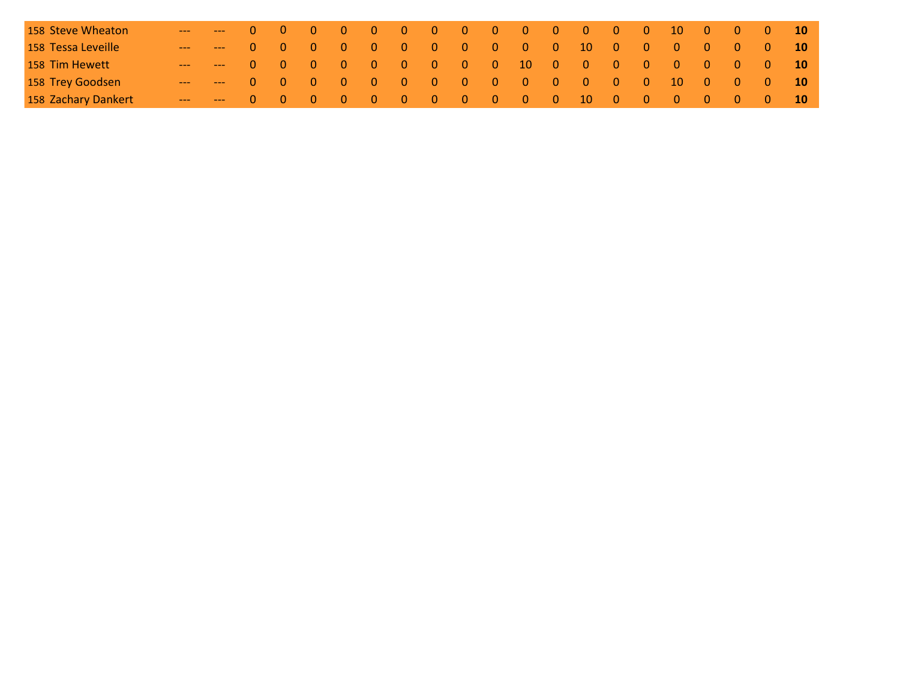| | | | | | | | | | | | | | | | | | | | | | | | | |
|---|---|---|---|---|---|---|---|---|---|---|---|---|---|---|---|---|---|---|---|---|---|---|---|---|
| 158 | Steve Wheaton | --- | --- | 0 | 0 | 0 | 0 | 0 | 0 | 0 | 0 | 0 | 0 | 0 | 0 | 0 | 0 | 10 | 0 | 0 | 0 | **10** |
| 158 | Tessa Leveille | --- | --- | 0 | 0 | 0 | 0 | 0 | 0 | 0 | 0 | 0 | 0 | 0 | 10 | 0 | 0 | 0 | 0 | 0 | 0 | **10** |
| 158 | Tim Hewett | --- | --- | 0 | 0 | 0 | 0 | 0 | 0 | 0 | 0 | 0 | 10 | 0 | 0 | 0 | 0 | 0 | 0 | 0 | 0 | **10** |
| 158 | Trey Goodsen | --- | --- | 0 | 0 | 0 | 0 | 0 | 0 | 0 | 0 | 0 | 0 | 0 | 0 | 0 | 0 | 10 | 0 | 0 | 0 | **10** |
| 158 | Zachary Dankert | --- | --- | 0 | 0 | 0 | 0 | 0 | 0 | 0 | 0 | 0 | 0 | 0 | 10 | 0 | 0 | 0 | 0 | 0 | 0 | **10** |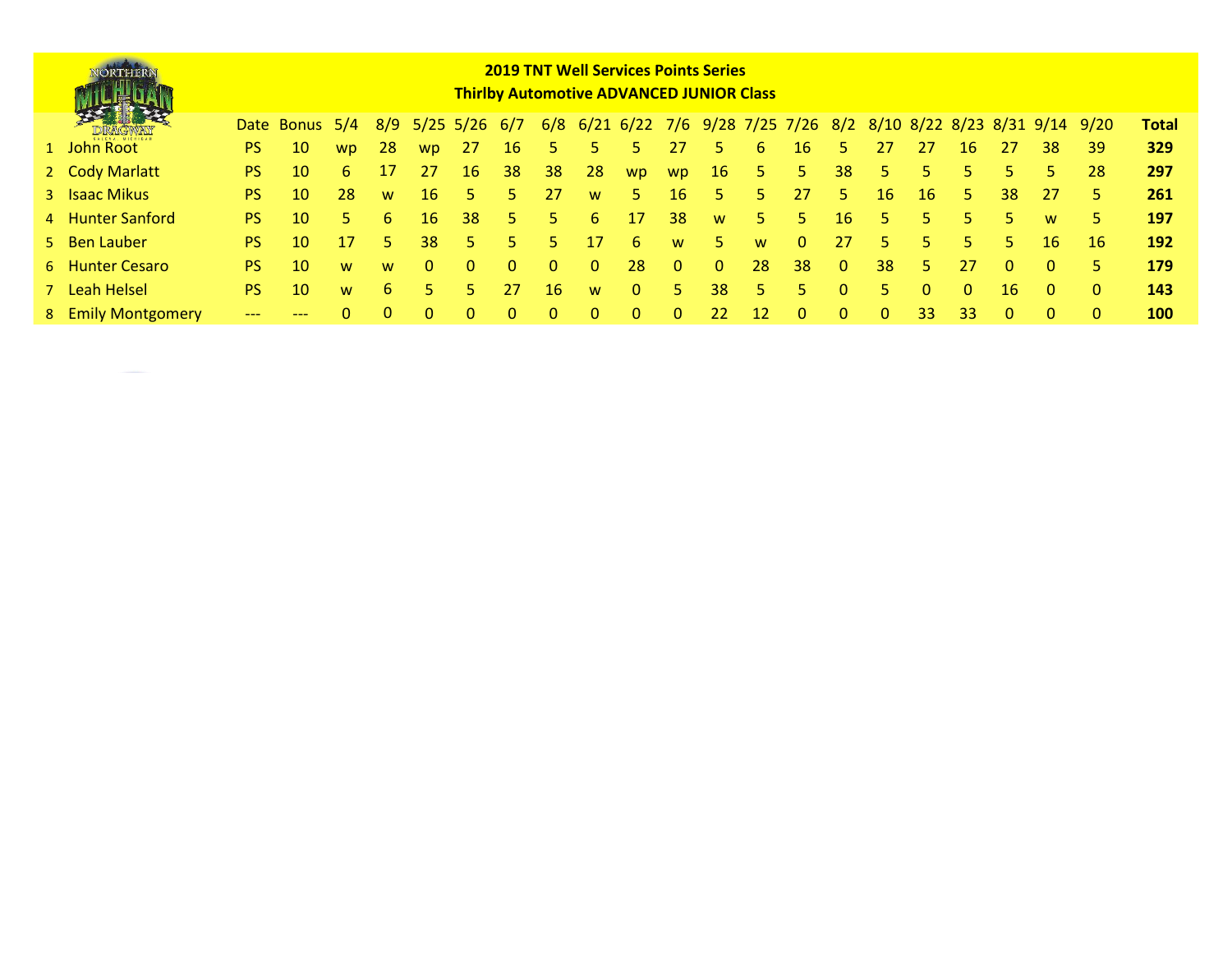## 2019 TNT Well Services Points Series
## Thirlby Automotive ADVANCED JUNIOR Class

| | | Date | Bonus | 5/4 | 8/9 | 5/25 | 5/26 | 6/7 | 6/8 | 6/21 | 6/22 | 7/6 | 9/28 | 7/25 | 7/26 | 8/2 | 8/10 | 8/22 | 8/23 | 8/31 | 9/14 | 9/20 | Total |
|---|---|---|---|---|---|---|---|---|---|---|---|---|---|---|---|---|---|---|---|---|---|---|---|
| 1 | John Root | PS | 10 | wp | 28 | wp | 27 | 16 | 5 | 5 | 5 | 27 | 5 | 6 | 16 | 5 | 27 | 27 | 16 | 27 | 38 | 39 | **329** |
| 2 | Cody Marlatt | PS | 10 | 6 | 17 | 27 | 16 | 38 | 38 | 28 | wp | wp | 16 | 5 | 5 | 38 | 5 | 5 | 5 | 5 | 5 | 28 | **297** |
| 3 | Isaac Mikus | PS | 10 | 28 | w | 16 | 5 | 5 | 27 | w | 5 | 16 | 5 | 5 | 27 | 5 | 16 | 16 | 5 | 38 | 27 | 5 | **261** |
| 4 | Hunter Sanford | PS | 10 | 5 | 6 | 16 | 38 | 5 | 5 | 6 | 17 | 38 | w | 5 | 5 | 16 | 5 | 5 | 5 | 5 | w | 5 | **197** |
| 5 | Ben Lauber | PS | 10 | 17 | 5 | 38 | 5 | 5 | 5 | 17 | 6 | w | 5 | w | 0 | 27 | 5 | 5 | 5 | 5 | 16 | 16 | **192** |
| 6 | Hunter Cesaro | PS | 10 | w | w | 0 | 0 | 0 | 0 | 0 | 28 | 0 | 0 | 28 | 38 | 0 | 38 | 5 | 27 | 0 | 0 | 5 | **179** |
| 7 | Leah Helsel | PS | 10 | w | 6 | 5 | 5 | 27 | 16 | w | 0 | 5 | 38 | 5 | 5 | 0 | 5 | 0 | 0 | 16 | 0 | 0 | **143** |
| 8 | Emily Montgomery | --- | --- | 0 | 0 | 0 | 0 | 0 | 0 | 0 | 0 | 0 | 22 | 12 | 0 | 0 | 0 | 33 | 33 | 0 | 0 | 0 | **100** |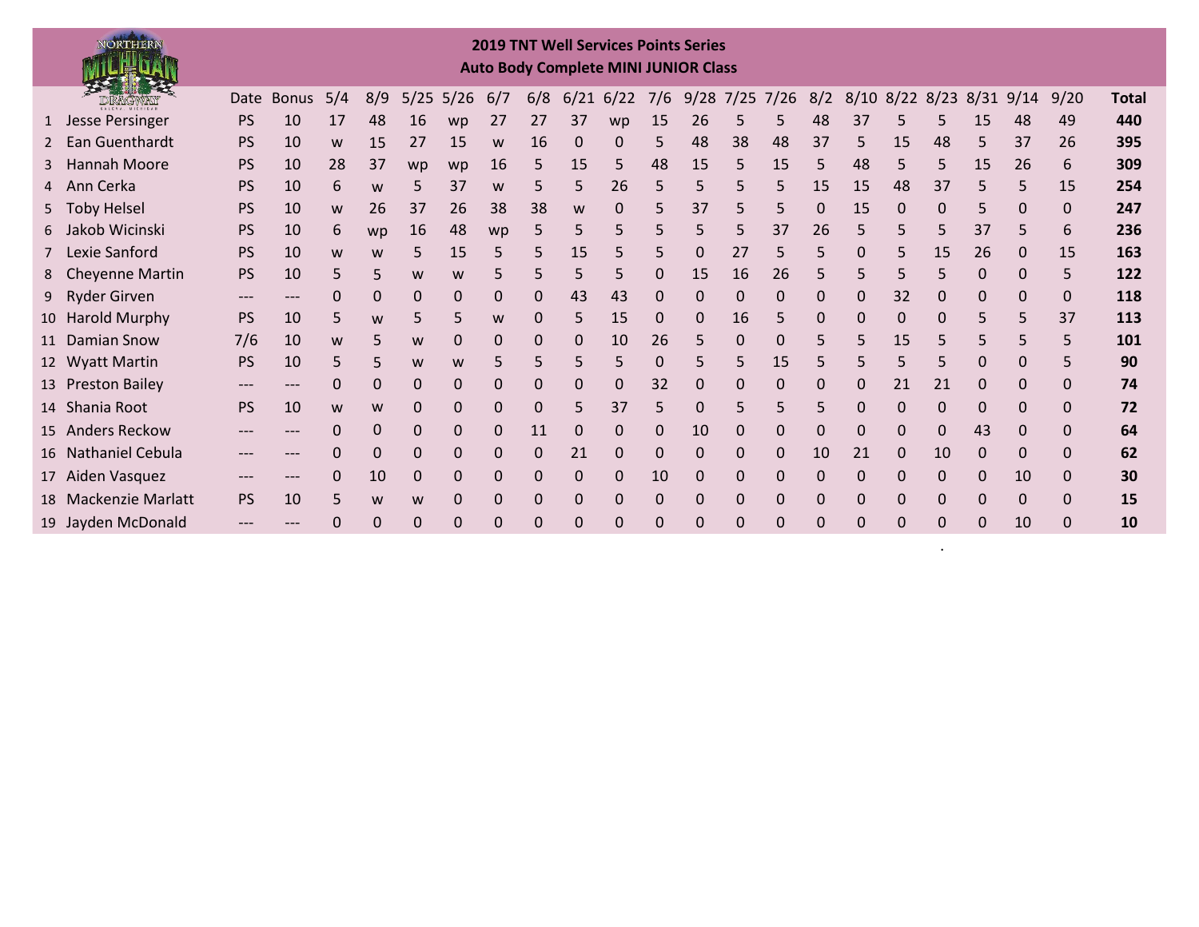## 2019 TNT Well Services Points Series
### Auto Body Complete MINI JUNIOR Class

| | | Date | Bonus | 5/4 | 8/9 | 5/25 | 5/26 | 6/7 | 6/8 | 6/21 | 6/22 | 7/6 | 9/28 | 7/25 | 7/26 | 8/2 | 8/10 | 8/22 | 8/23 | 8/31 | 9/14 | 9/20 | Total |
|---|---|---|---|---|---|---|---|---|---|---|---|---|---|---|---|---|---|---|---|---|---|---|---|
| 1 | Jesse Persinger | PS | 10 | 17 | 48 | 16 | wp | 27 | 27 | 37 | wp | 15 | 26 | 5 | 5 | 48 | 37 | 5 | 5 | 15 | 48 | 49 | **440** |
| 2 | Ean Guenthardt | PS | 10 | w | 15 | 27 | 15 | w | 16 | 0 | 0 | 5 | 48 | 38 | 48 | 37 | 5 | 15 | 48 | 5 | 37 | 26 | **395** |
| 3 | Hannah Moore | PS | 10 | 28 | 37 | wp | wp | 16 | 5 | 15 | 5 | 48 | 15 | 5 | 15 | 5 | 48 | 5 | 5 | 15 | 26 | 6 | **309** |
| 4 | Ann Cerka | PS | 10 | 6 | w | 5 | 37 | w | 5 | 5 | 26 | 5 | 5 | 5 | 5 | 15 | 15 | 48 | 37 | 5 | 5 | 15 | **254** |
| 5 | Toby Helsel | PS | 10 | w | 26 | 37 | 26 | 38 | 38 | w | 0 | 5 | 37 | 5 | 5 | 0 | 15 | 0 | 0 | 5 | 0 | 0 | **247** |
| 6 | Jakob Wicinski | PS | 10 | 6 | wp | 16 | 48 | wp | 5 | 5 | 5 | 5 | 5 | 5 | 37 | 26 | 5 | 5 | 5 | 37 | 5 | 6 | **236** |
| 7 | Lexie Sanford | PS | 10 | w | w | 5 | 15 | 5 | 5 | 15 | 5 | 5 | 0 | 27 | 5 | 5 | 0 | 5 | 15 | 26 | 0 | 15 | **163** |
| 8 | Cheyenne Martin | PS | 10 | 5 | 5 | w | w | 5 | 5 | 5 | 5 | 0 | 15 | 16 | 26 | 5 | 5 | 5 | 5 | 0 | 0 | 5 | **122** |
| 9 | Ryder Girven | --- | --- | 0 | 0 | 0 | 0 | 0 | 0 | 43 | 43 | 0 | 0 | 0 | 0 | 0 | 0 | 32 | 0 | 0 | 0 | 0 | **118** |
| 10 | Harold Murphy | PS | 10 | 5 | w | 5 | 5 | w | 0 | 5 | 15 | 0 | 0 | 16 | 5 | 0 | 0 | 0 | 0 | 5 | 5 | 37 | **113** |
| 11 | Damian Snow | 7/6 | 10 | w | 5 | w | 0 | 0 | 0 | 0 | 10 | 26 | 5 | 0 | 0 | 5 | 5 | 15 | 5 | 5 | 5 | 5 | **101** |
| 12 | Wyatt Martin | PS | 10 | 5 | 5 | w | w | 5 | 5 | 5 | 5 | 0 | 5 | 5 | 15 | 5 | 5 | 5 | 5 | 0 | 0 | 5 | **90** |
| 13 | Preston Bailey | --- | --- | 0 | 0 | 0 | 0 | 0 | 0 | 0 | 0 | 32 | 0 | 0 | 0 | 0 | 0 | 21 | 21 | 0 | 0 | 0 | **74** |
| 14 | Shania Root | PS | 10 | w | w | 0 | 0 | 0 | 0 | 5 | 37 | 5 | 0 | 5 | 5 | 5 | 0 | 0 | 0 | 0 | 0 | 0 | **72** |
| 15 | Anders Reckow | --- | --- | 0 | 0 | 0 | 0 | 0 | 11 | 0 | 0 | 0 | 10 | 0 | 0 | 0 | 0 | 0 | 0 | 43 | 0 | 0 | **64** |
| 16 | Nathaniel Cebula | --- | --- | 0 | 0 | 0 | 0 | 0 | 0 | 21 | 0 | 0 | 0 | 0 | 0 | 10 | 21 | 0 | 10 | 0 | 0 | 0 | **62** |
| 17 | Aiden Vasquez | --- | --- | 0 | 10 | 0 | 0 | 0 | 0 | 0 | 0 | 10 | 0 | 0 | 0 | 0 | 0 | 0 | 0 | 0 | 10 | 0 | **30** |
| 18 | Mackenzie Marlatt | PS | 10 | 5 | w | w | 0 | 0 | 0 | 0 | 0 | 0 | 0 | 0 | 0 | 0 | 0 | 0 | 0 | 0 | 0 | 0 | **15** |
| 19 | Jayden McDonald | --- | --- | 0 | 0 | 0 | 0 | 0 | 0 | 0 | 0 | 0 | 0 | 0 | 0 | 0 | 0 | 0 | 0 | 0 | 10 | 0 | **10** |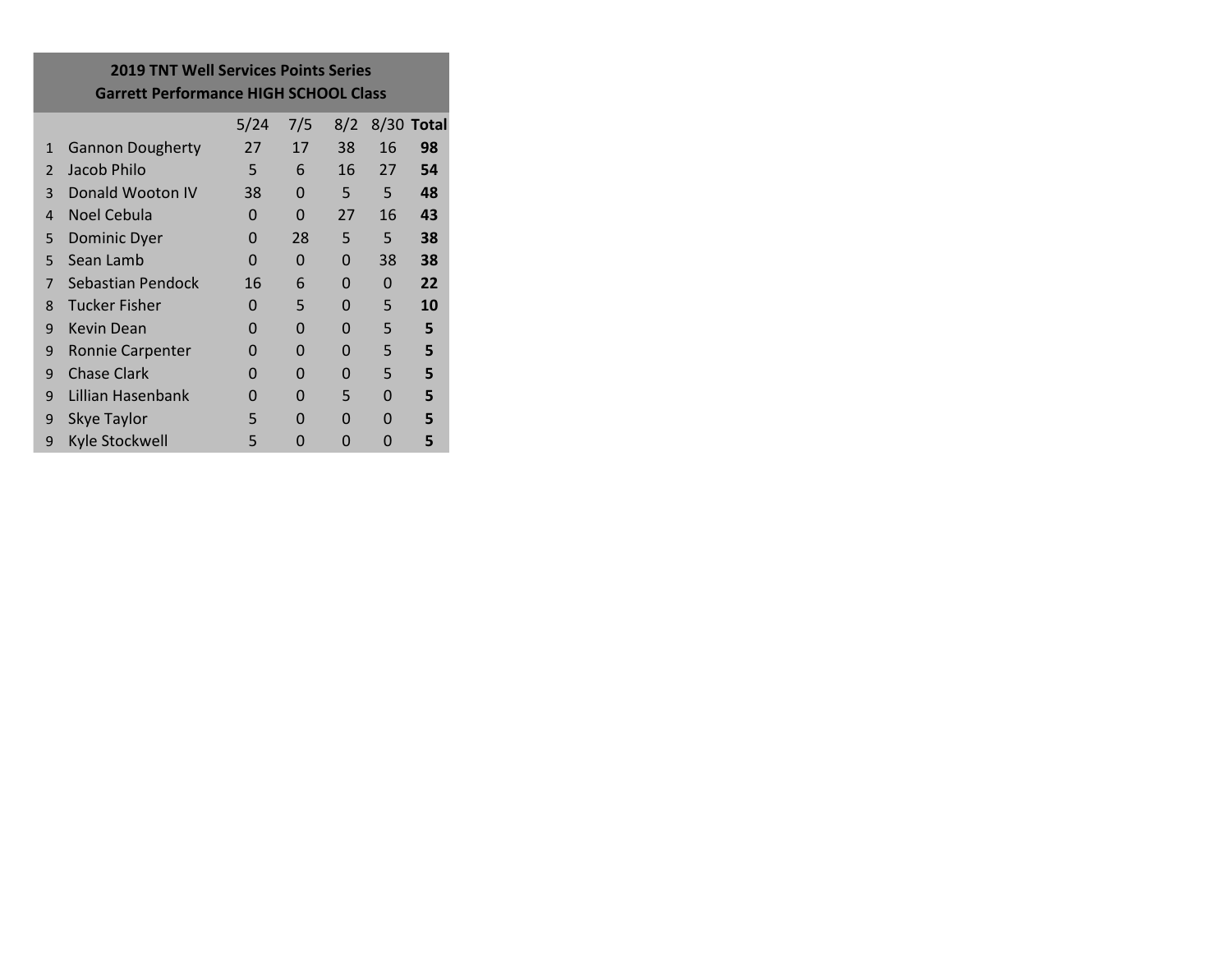**2019 TNT Well Services Points Series**
**Garrett Performance HIGH SCHOOL Class**

| | | 5/24 | 7/5 | 8/2 | 8/30 | **Total** |
|---|---|---|---|---|---|---|
| 1 | Gannon Dougherty | 27 | 17 | 38 | 16 | **98** |
| 2 | Jacob Philo | 5 | 6 | 16 | 27 | **54** |
| 3 | Donald Wooton IV | 38 | 0 | 5 | 5 | **48** |
| 4 | Noel Cebula | 0 | 0 | 27 | 16 | **43** |
| 5 | Dominic Dyer | 0 | 28 | 5 | 5 | **38** |
| 5 | Sean Lamb | 0 | 0 | 0 | 38 | **38** |
| 7 | Sebastian Pendock | 16 | 6 | 0 | 0 | **22** |
| 8 | Tucker Fisher | 0 | 5 | 0 | 5 | **10** |
| 9 | Kevin Dean | 0 | 0 | 0 | 5 | **5** |
| 9 | Ronnie Carpenter | 0 | 0 | 0 | 5 | **5** |
| 9 | Chase Clark | 0 | 0 | 0 | 5 | **5** |
| 9 | Lillian Hasenbank | 0 | 0 | 5 | 0 | **5** |
| 9 | Skye Taylor | 5 | 0 | 0 | 0 | **5** |
| 9 | Kyle Stockwell | 5 | 0 | 0 | 0 | **5** |